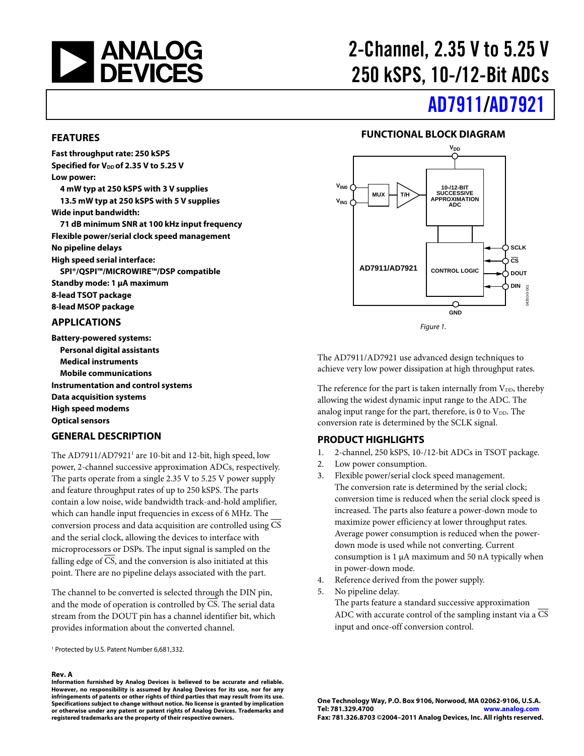# 2-Channel, 2.35 V to 5.25 V 250 kSPS, 10-/12-Bit ADCs

## AD7911/AD7921

## FEATURES

**Fast throughput rate: 250 kSPS**
**Specified for $V_{DD}$ of 2.35 V to 5.25 V**
**Low power:**
- **4 mW typ at 250 kSPS with 3 V supplies**
- **13.5 mW typ at 250 kSPS with 5 V supplies**

**Wide input bandwidth:**
- **71 dB minimum SNR at 100 kHz input frequency**

**Flexible power/serial clock speed management**
**No pipeline delays**
**High speed serial interface:**
- **SPI®/QSPI™/MICROWIRE™/DSP compatible**

**Standby mode: 1 µA maximum**
**8-lead TSOT package**
**8-lead MSOP package**

## APPLICATIONS

**Battery-powered systems:**
- **Personal digital assistants**
- **Medical instruments**
- **Mobile communications**

**Instrumentation and control systems**
**Data acquisition systems**
**High speed modems**
**Optical sensors**

## GENERAL DESCRIPTION

The AD7911/AD7921[1] are 10-bit and 12-bit, high speed, low power, 2-channel successive approximation ADCs, respectively. The parts operate from a single 2.35 V to 5.25 V power supply and feature throughput rates of up to 250 kSPS. The parts contain a low noise, wide bandwidth track-and-hold amplifier, which can handle input frequencies in excess of 6 MHz. The conversion process and data acquisition are controlled using $\overline{CS}$ and the serial clock, allowing the devices to interface with microprocessors or DSPs. The input signal is sampled on the falling edge of $\overline{CS}$, and the conversion is also initiated at this point. There are no pipeline delays associated with the part.

The channel to be converted is selected through the DIN pin, and the mode of operation is controlled by $\overline{CS}$. The serial data stream from the DOUT pin has a channel identifier bit, which provides information about the converted channel.

[1] Protected by U.S. Patent Number 6,681,332.

## FUNCTIONAL BLOCK DIAGRAM

Figure 1.

The AD7911/AD7921 use advanced design techniques to achieve very low power dissipation at high throughput rates.

The reference for the part is taken internally from $V_{DD}$, thereby allowing the widest dynamic input range to the ADC. The analog input range for the part, therefore, is 0 to $V_{DD}$. The conversion rate is determined by the SCLK signal.

## PRODUCT HIGHLIGHTS

1. 2-channel, 250 kSPS, 10-/12-bit ADCs in TSOT package.
2. Low power consumption.
3. Flexible power/serial clock speed management. The conversion rate is determined by the serial clock; conversion time is reduced when the serial clock speed is increased. The parts also feature a power-down mode to maximize power efficiency at lower throughput rates. Average power consumption is reduced when the power-down mode is used while not converting. Current consumption is 1 µA maximum and 50 nA typically when in power-down mode.
4. Reference derived from the power supply.
5. No pipeline delay. The parts feature a standard successive approximation ADC with accurate control of the sampling instant via a $\overline{CS}$ input and once-off conversion control.

**Rev. A**
**Information furnished by Analog Devices is believed to be accurate and reliable. However, no responsibility is assumed by Analog Devices for its use, nor for any infringements of patents or other rights of third parties that may result from its use. Specifications subject to change without notice. No license is granted by implication or otherwise under any patent or patent rights of Analog Devices. Trademarks and registered trademarks are the property of their respective owners.**

**One Technology Way, P.O. Box 9106, Norwood, MA 02062-9106, U.S.A.**
**Tel: 781.329.4700 www.analog.com**
**Fax: 781.326.8703 ©2004–2011 Analog Devices, Inc. All rights reserved.**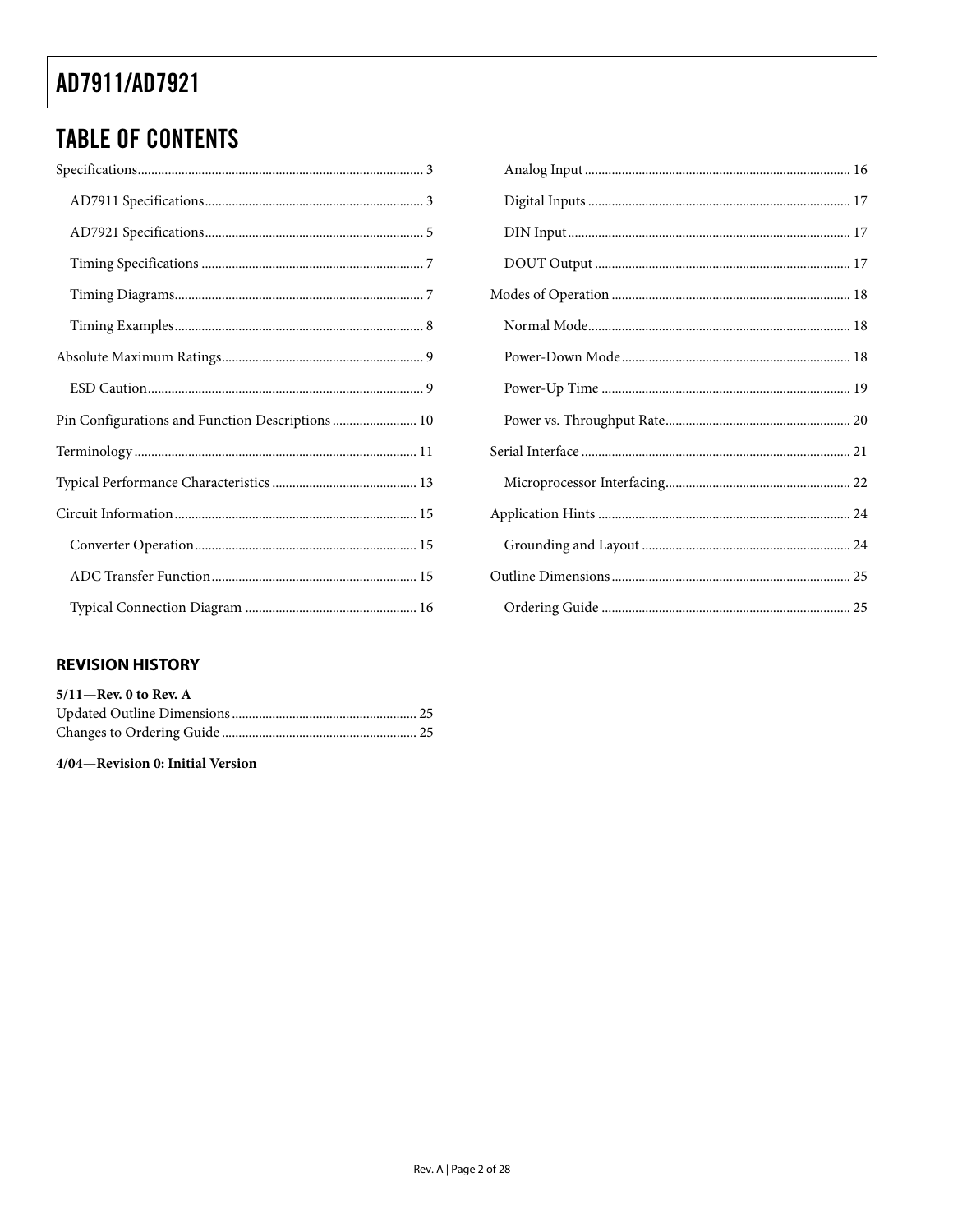## TABLE OF CONTENTS

Specifications ... 3
- AD7911 Specifications ... 3
- AD7921 Specifications ... 5
- Timing Specifications ... 7
- Timing Diagrams ... 7
- Timing Examples ... 8

Absolute Maximum Ratings ... 9
- ESD Caution ... 9

Pin Configurations and Function Descriptions ... 10

Terminology ... 11

Typical Performance Characteristics ... 13

Circuit Information ... 15
- Converter Operation ... 15
- ADC Transfer Function ... 15
- Typical Connection Diagram ... 16
- Analog Input ... 16
- Digital Inputs ... 17
- DIN Input ... 17
- DOUT Output ... 17

Modes of Operation ... 18
- Normal Mode ... 18
- Power-Down Mode ... 18
- Power-Up Time ... 19
- Power vs. Throughput Rate ... 20

Serial Interface ... 21
- Microprocessor Interfacing ... 22

Application Hints ... 24
- Grounding and Layout ... 24

Outline Dimensions ... 25
- Ordering Guide ... 25

### REVISION HISTORY

**5/11—Rev. 0 to Rev. A**

Updated Outline Dimensions ... 25
Changes to Ordering Guide ... 25

**4/04—Revision 0: Initial Version**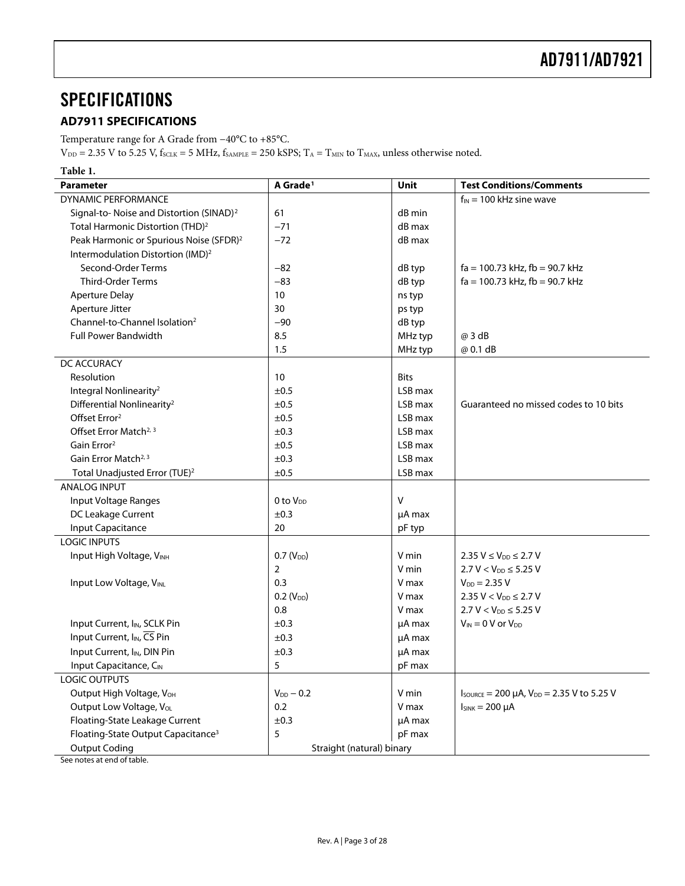# SPECIFICATIONS

## AD7911 SPECIFICATIONS

Temperature range for A Grade from −40°C to +85°C.

$V_{DD}$ = 2.35 V to 5.25 V, $f_{SCLK}$ = 5 MHz, $f_{SAMPLE}$ = 250 kSPS; $T_A$ = $T_{MIN}$ to $T_{MAX}$, unless otherwise noted.

**Table 1.**

| Parameter | A Grade[1] | Unit | Test Conditions/Comments |
|---|---|---|---|
| DYNAMIC PERFORMANCE | | | $f_{IN}$ = 100 kHz sine wave |
| Signal-to- Noise and Distortion (SINAD)[2] | 61 | dB min | |
| Total Harmonic Distortion (THD)[2] | −71 | dB max | |
| Peak Harmonic or Spurious Noise (SFDR)[2] | −72 | dB max | |
| Intermodulation Distortion (IMD)[2] | | | |
| Second-Order Terms | −82 | dB typ | fa = 100.73 kHz, fb = 90.7 kHz |
| Third-Order Terms | −83 | dB typ | fa = 100.73 kHz, fb = 90.7 kHz |
| Aperture Delay | 10 | ns typ | |
| Aperture Jitter | 30 | ps typ | |
| Channel-to-Channel Isolation[2] | −90 | dB typ | |
| Full Power Bandwidth | 8.5 | MHz typ | @ 3 dB |
| | 1.5 | MHz typ | @ 0.1 dB |
| DC ACCURACY | | | |
| Resolution | 10 | Bits | |
| Integral Nonlinearity[2] | ±0.5 | LSB max | |
| Differential Nonlinearity[2] | ±0.5 | LSB max | Guaranteed no missed codes to 10 bits |
| Offset Error[2] | ±0.5 | LSB max | |
| Offset Error Match[2, 3] | ±0.3 | LSB max | |
| Gain Error[2] | ±0.5 | LSB max | |
| Gain Error Match[2, 3] | ±0.3 | LSB max | |
| Total Unadjusted Error (TUE)[2] | ±0.5 | LSB max | |
| ANALOG INPUT | | | |
| Input Voltage Ranges | 0 to $V_{DD}$ | V | |
| DC Leakage Current | ±0.3 | μA max | |
| Input Capacitance | 20 | pF typ | |
| LOGIC INPUTS | | | |
| Input High Voltage, $V_{INH}$ | 0.7 ($V_{DD}$) | V min | 2.35 V ≤ $V_{DD}$ ≤ 2.7 V |
| | 2 | V min | 2.7 V < $V_{DD}$ ≤ 5.25 V |
| Input Low Voltage, $V_{INL}$ | 0.3 | V max | $V_{DD}$ = 2.35 V |
| | 0.2 ($V_{DD}$) | V max | 2.35 V < $V_{DD}$ ≤ 2.7 V |
| | 0.8 | V max | 2.7 V < $V_{DD}$ ≤ 5.25 V |
| Input Current, $I_{IN}$, SCLK Pin | ±0.3 | μA max | $V_{IN}$ = 0 V or $V_{DD}$ |
| Input Current, $I_{IN}$, $\overline{CS}$ Pin | ±0.3 | μA max | |
| Input Current, $I_{IN}$, DIN Pin | ±0.3 | μA max | |
| Input Capacitance, $C_{IN}$ | 5 | pF max | |
| LOGIC OUTPUTS | | | |
| Output High Voltage, $V_{OH}$ | $V_{DD}$ − 0.2 | V min | $I_{SOURCE}$ = 200 μA, $V_{DD}$ = 2.35 V to 5.25 V |
| Output Low Voltage, $V_{OL}$ | 0.2 | V max | $I_{SINK}$ = 200 μA |
| Floating-State Leakage Current | ±0.3 | μA max | |
| Floating-State Output Capacitance[3] | 5 | pF max | |
| Output Coding | Straight (natural) binary | | |

See notes at end of table.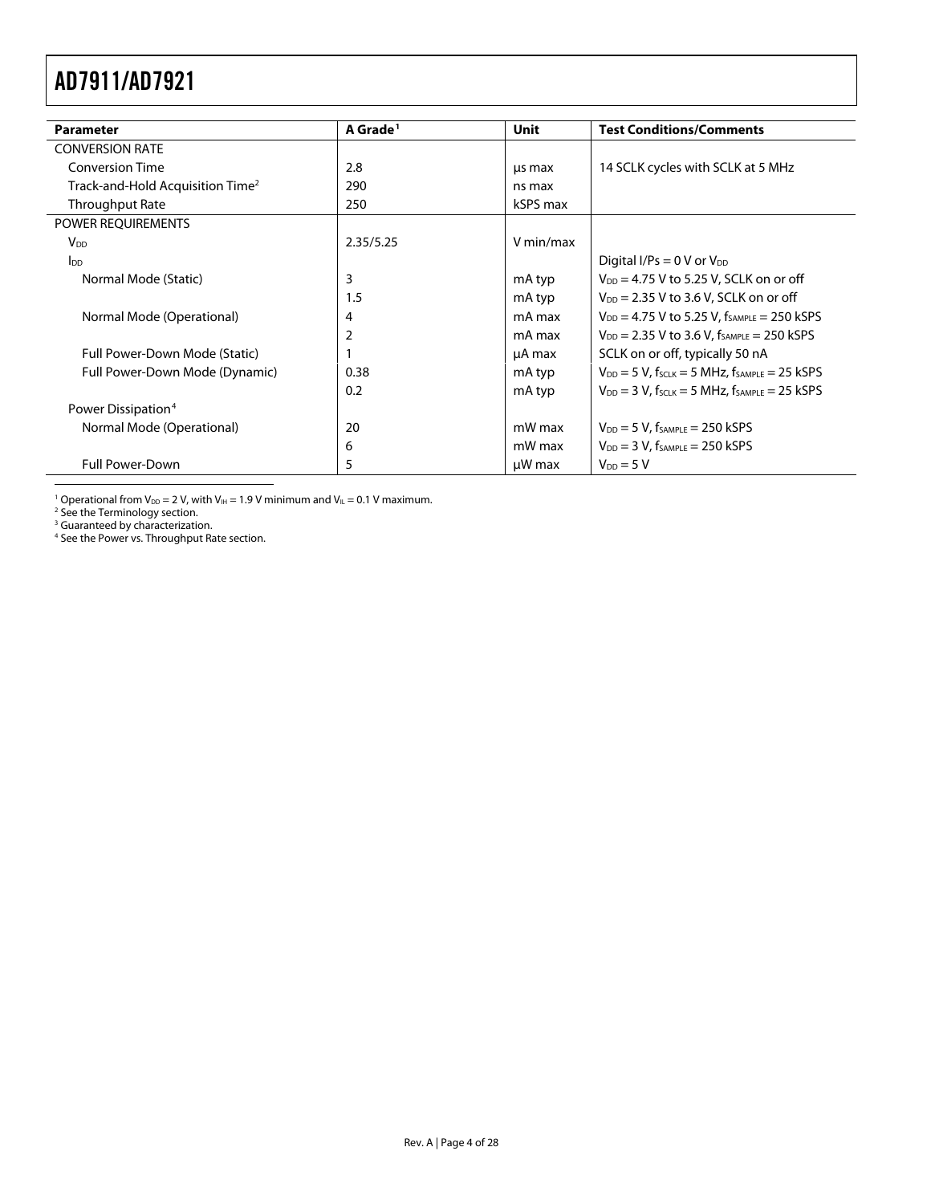| Parameter | A Grade[1] | Unit | Test Conditions/Comments |
|---|---|---|---|
| CONVERSION RATE | | | |
| Conversion Time | 2.8 | µs max | 14 SCLK cycles with SCLK at 5 MHz |
| Track-and-Hold Acquisition Time[2] | 290 | ns max | |
| Throughput Rate | 250 | kSPS max | |
| POWER REQUIREMENTS | | | |
| $V_{DD}$ | 2.35/5.25 | V min/max | |
| $I_{DD}$ | | | Digital I/Ps = 0 V or $V_{DD}$ |
| Normal Mode (Static) | 3 | mA typ | $V_{DD}$ = 4.75 V to 5.25 V, SCLK on or off |
| | 1.5 | mA typ | $V_{DD}$ = 2.35 V to 3.6 V, SCLK on or off |
| Normal Mode (Operational) | 4 | mA max | $V_{DD}$ = 4.75 V to 5.25 V, $f_{SAMPLE}$ = 250 kSPS |
| | 2 | mA max | $V_{DD}$ = 2.35 V to 3.6 V, $f_{SAMPLE}$ = 250 kSPS |
| Full Power-Down Mode (Static) | 1 | µA max | SCLK on or off, typically 50 nA |
| Full Power-Down Mode (Dynamic) | 0.38 | mA typ | $V_{DD}$ = 5 V, $f_{SCLK}$ = 5 MHz, $f_{SAMPLE}$ = 25 kSPS |
| | 0.2 | mA typ | $V_{DD}$ = 3 V, $f_{SCLK}$ = 5 MHz, $f_{SAMPLE}$ = 25 kSPS |
| Power Dissipation[4] | | | |
| Normal Mode (Operational) | 20 | mW max | $V_{DD}$ = 5 V, $f_{SAMPLE}$ = 250 kSPS |
| | 6 | mW max | $V_{DD}$ = 3 V, $f_{SAMPLE}$ = 250 kSPS |
| Full Power-Down | 5 | µW max | $V_{DD}$ = 5 V |

[1] Operational from $V_{DD}$ = 2 V, with $V_{IH}$ = 1.9 V minimum and $V_{IL}$ = 0.1 V maximum.
[2] See the Terminology section.
[3] Guaranteed by characterization.
[4] See the Power vs. Throughput Rate section.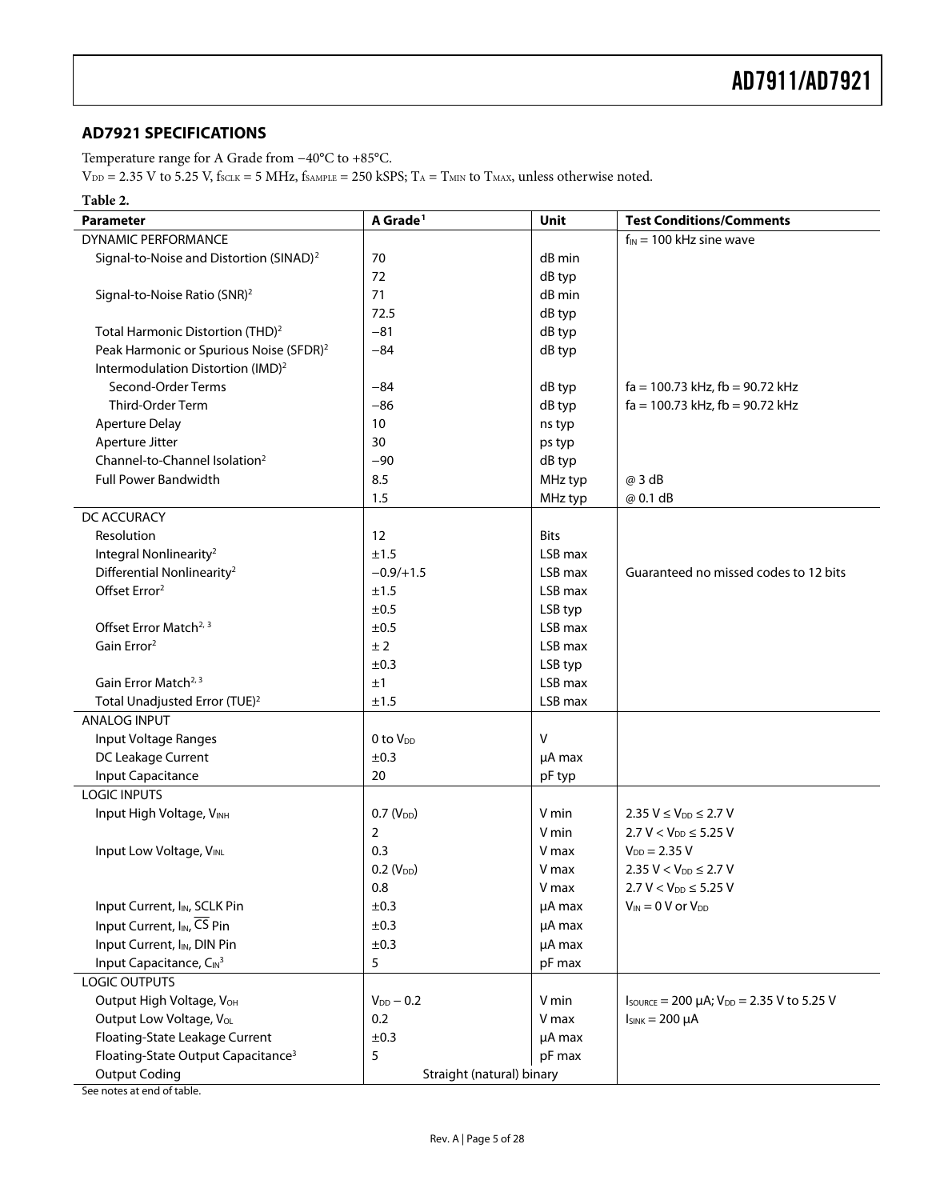## AD7921 SPECIFICATIONS

Temperature range for A Grade from −40°C to +85°C.

$V_{DD}$ = 2.35 V to 5.25 V, $f_{SCLK}$ = 5 MHz, $f_{SAMPLE}$ = 250 kSPS; $T_A$ = $T_{MIN}$ to $T_{MAX}$, unless otherwise noted.

**Table 2.**

| Parameter | A Grade[1] | Unit | Test Conditions/Comments |
|---|---|---|---|
| DYNAMIC PERFORMANCE | | | $f_{IN}$ = 100 kHz sine wave |
| Signal-to-Noise and Distortion (SINAD)[2] | 70 | dB min | |
| | 72 | dB typ | |
| Signal-to-Noise Ratio (SNR)[2] | 71 | dB min | |
| | 72.5 | dB typ | |
| Total Harmonic Distortion (THD)[2] | −81 | dB typ | |
| Peak Harmonic or Spurious Noise (SFDR)[2] | −84 | dB typ | |
| Intermodulation Distortion (IMD)[2] | | | |
| Second-Order Terms | −84 | dB typ | fa = 100.73 kHz, fb = 90.72 kHz |
| Third-Order Term | −86 | dB typ | fa = 100.73 kHz, fb = 90.72 kHz |
| Aperture Delay | 10 | ns typ | |
| Aperture Jitter | 30 | ps typ | |
| Channel-to-Channel Isolation[2] | −90 | dB typ | |
| Full Power Bandwidth | 8.5 | MHz typ | @ 3 dB |
| | 1.5 | MHz typ | @ 0.1 dB |
| DC ACCURACY | | | |
| Resolution | 12 | Bits | |
| Integral Nonlinearity[2] | ±1.5 | LSB max | |
| Differential Nonlinearity[2] | −0.9/+1.5 | LSB max | Guaranteed no missed codes to 12 bits |
| Offset Error[2] | ±1.5 | LSB max | |
| | ±0.5 | LSB typ | |
| Offset Error Match[2, 3] | ±0.5 | LSB max | |
| Gain Error[2] | ± 2 | LSB max | |
| | ±0.3 | LSB typ | |
| Gain Error Match[2, 3] | ±1 | LSB max | |
| Total Unadjusted Error (TUE)[2] | ±1.5 | LSB max | |
| ANALOG INPUT | | | |
| Input Voltage Ranges | 0 to $V_{DD}$ | V | |
| DC Leakage Current | ±0.3 | µA max | |
| Input Capacitance | 20 | pF typ | |
| LOGIC INPUTS | | | |
| Input High Voltage, $V_{INH}$ | 0.7 ($V_{DD}$) | V min | 2.35 V ≤ $V_{DD}$ ≤ 2.7 V |
| | 2 | V min | 2.7 V < $V_{DD}$ ≤ 5.25 V |
| Input Low Voltage, $V_{INL}$ | 0.3 | V max | $V_{DD}$ = 2.35 V |
| | 0.2 ($V_{DD}$) | V max | 2.35 V < $V_{DD}$ ≤ 2.7 V |
| | 0.8 | V max | 2.7 V < $V_{DD}$ ≤ 5.25 V |
| Input Current, $I_{IN}$, SCLK Pin | ±0.3 | µA max | $V_{IN}$ = 0 V or $V_{DD}$ |
| Input Current, $I_{IN}$, $\overline{CS}$ Pin | ±0.3 | µA max | |
| Input Current, $I_{IN}$, DIN Pin | ±0.3 | µA max | |
| Input Capacitance, $C_{IN}$[3] | 5 | pF max | |
| LOGIC OUTPUTS | | | |
| Output High Voltage, $V_{OH}$ | $V_{DD}$ − 0.2 | V min | $I_{SOURCE}$ = 200 µA; $V_{DD}$ = 2.35 V to 5.25 V |
| Output Low Voltage, $V_{OL}$ | 0.2 | V max | $I_{SINK}$ = 200 µA |
| Floating-State Leakage Current | ±0.3 | µA max | |
| Floating-State Output Capacitance[3] | 5 | pF max | |
| Output Coding | Straight (natural) binary | | |

See notes at end of table.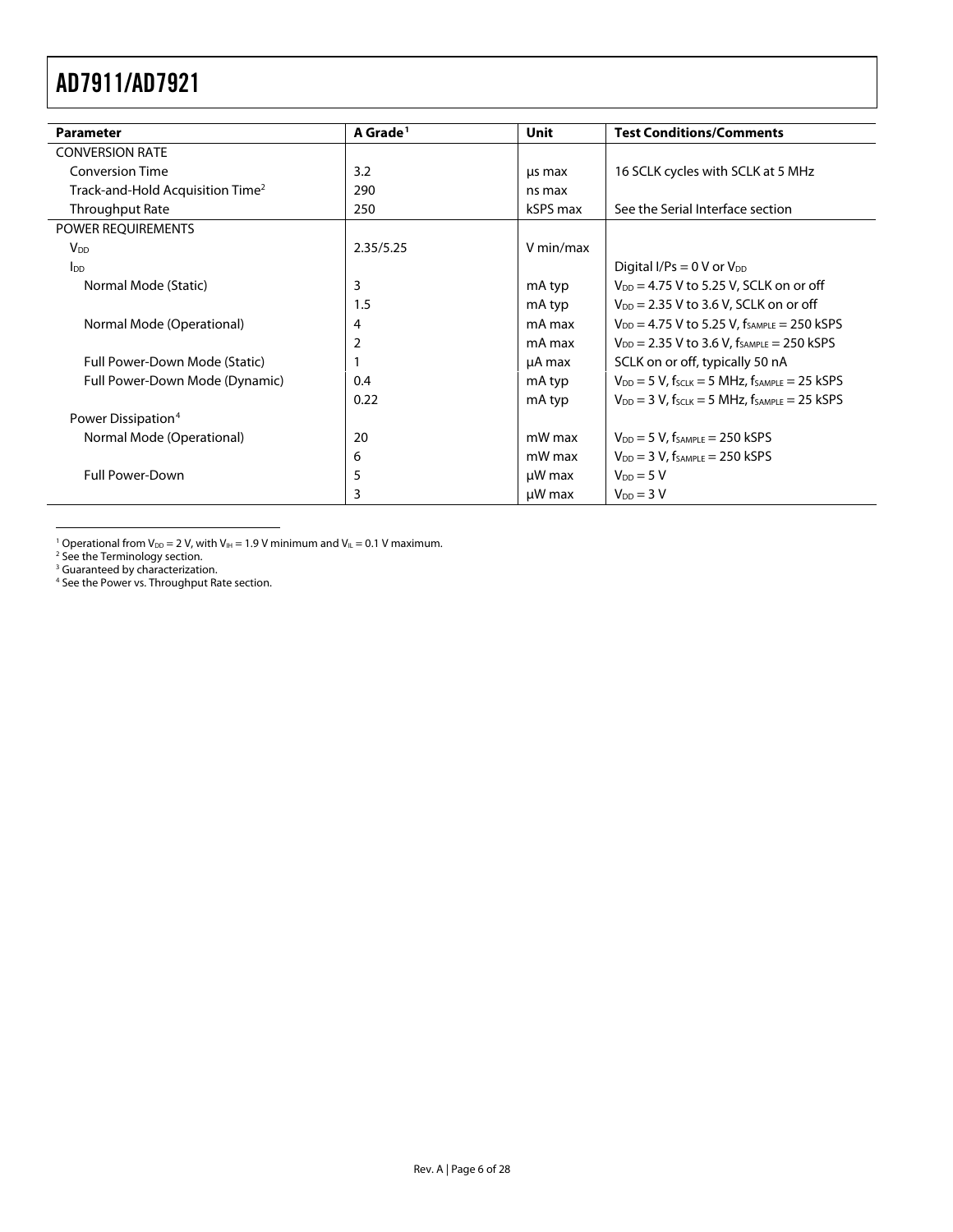| Parameter | A Grade[1] | Unit | Test Conditions/Comments |
|---|---|---|---|
| CONVERSION RATE | | | |
| Conversion Time | 3.2 | µs max | 16 SCLK cycles with SCLK at 5 MHz |
| Track-and-Hold Acquisition Time[2] | 290 | ns max | |
| Throughput Rate | 250 | kSPS max | See the Serial Interface section |
| POWER REQUIREMENTS | | | |
| $V_{DD}$ | 2.35/5.25 | V min/max | |
| $I_{DD}$ | | | Digital I/Ps = 0 V or $V_{DD}$ |
| Normal Mode (Static) | 3 | mA typ | $V_{DD}$ = 4.75 V to 5.25 V, SCLK on or off |
| | 1.5 | mA typ | $V_{DD}$ = 2.35 V to 3.6 V, SCLK on or off |
| Normal Mode (Operational) | 4 | mA max | $V_{DD}$ = 4.75 V to 5.25 V, $f_{SAMPLE}$ = 250 kSPS |
| | 2 | mA max | $V_{DD}$ = 2.35 V to 3.6 V, $f_{SAMPLE}$ = 250 kSPS |
| Full Power-Down Mode (Static) | 1 | µA max | SCLK on or off, typically 50 nA |
| Full Power-Down Mode (Dynamic) | 0.4 | mA typ | $V_{DD}$ = 5 V, $f_{SCLK}$ = 5 MHz, $f_{SAMPLE}$ = 25 kSPS |
| | 0.22 | mA typ | $V_{DD}$ = 3 V, $f_{SCLK}$ = 5 MHz, $f_{SAMPLE}$ = 25 kSPS |
| Power Dissipation[4] | | | |
| Normal Mode (Operational) | 20 | mW max | $V_{DD}$ = 5 V, $f_{SAMPLE}$ = 250 kSPS |
| | 6 | mW max | $V_{DD}$ = 3 V, $f_{SAMPLE}$ = 250 kSPS |
| Full Power-Down | 5 | µW max | $V_{DD}$ = 5 V |
| | 3 | µW max | $V_{DD}$ = 3 V |

[1] Operational from $V_{DD}$ = 2 V, with $V_{IH}$ = 1.9 V minimum and $V_{IL}$ = 0.1 V maximum.
[2] See the Terminology section.
[3] Guaranteed by characterization.
[4] See the Power vs. Throughput Rate section.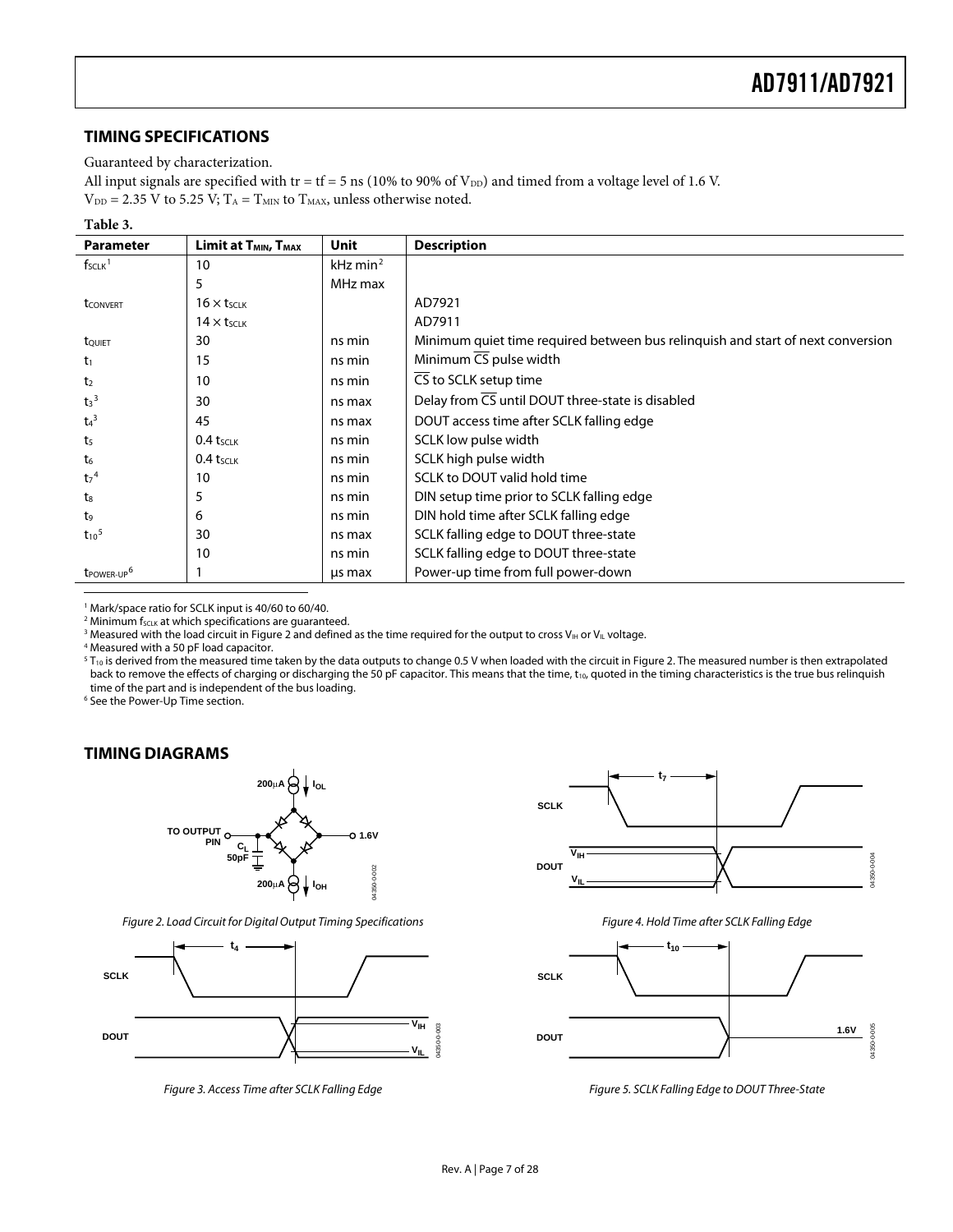## TIMING SPECIFICATIONS

Guaranteed by characterization.

All input signals are specified with tr = tf = 5 ns (10% to 90% of $V_{DD}$) and timed from a voltage level of 1.6 V.

$V_{DD}$ = 2.35 V to 5.25 V; $T_A$ = $T_{MIN}$ to $T_{MAX}$, unless otherwise noted.

**Table 3.**

| Parameter | Limit at $T_{MIN}$, $T_{MAX}$ | Unit | Description |
|---|---|---|---|
| $f_{SCLK}$ [1] | 10 | kHz min [2] | |
| | 5 | MHz max | |
| $t_{CONVERT}$ | $16 \times t_{SCLK}$ | | AD7921 |
| | $14 \times t_{SCLK}$ | | AD7911 |
| $t_{QUIET}$ | 30 | ns min | Minimum quiet time required between bus relinquish and start of next conversion |
| $t_1$ | 15 | ns min | Minimum $\overline{CS}$ pulse width |
| $t_2$ | 10 | ns min | $\overline{CS}$ to SCLK setup time |
| $t_3$ [3] | 30 | ns max | Delay from $\overline{CS}$ until DOUT three-state is disabled |
| $t_4$ [3] | 45 | ns max | DOUT access time after SCLK falling edge |
| $t_5$ | 0.4 $t_{SCLK}$ | ns min | SCLK low pulse width |
| $t_6$ | 0.4 $t_{SCLK}$ | ns min | SCLK high pulse width |
| $t_7$ [4] | 10 | ns min | SCLK to DOUT valid hold time |
| $t_8$ | 5 | ns min | DIN setup time prior to SCLK falling edge |
| $t_9$ | 6 | ns min | DIN hold time after SCLK falling edge |
| $t_{10}$ [5] | 30 | ns max | SCLK falling edge to DOUT three-state |
| | 10 | ns min | SCLK falling edge to DOUT three-state |
| $t_{POWER-UP}$ [6] | 1 | µs max | Power-up time from full power-down |

[1] Mark/space ratio for SCLK input is 40/60 to 60/40.

[2] Minimum $f_{SCLK}$ at which specifications are guaranteed.

[3] Measured with the load circuit in Figure 2 and defined as the time required for the output to cross $V_{IH}$ or $V_{IL}$ voltage.

[4] Measured with a 50 pF load capacitor.

[5] $T_{10}$ is derived from the measured time taken by the data outputs to change 0.5 V when loaded with the circuit in Figure 2. The measured number is then extrapolated back to remove the effects of charging or discharging the 50 pF capacitor. This means that the time, $t_{10}$, quoted in the timing characteristics is the true bus relinquish time of the part and is independent of the bus loading.

[6] See the Power-Up Time section.

## TIMING DIAGRAMS

*Figure 2. Load Circuit for Digital Output Timing Specifications*

*Figure 3. Access Time after SCLK Falling Edge*

*Figure 4. Hold Time after SCLK Falling Edge*

*Figure 5. SCLK Falling Edge to DOUT Three-State*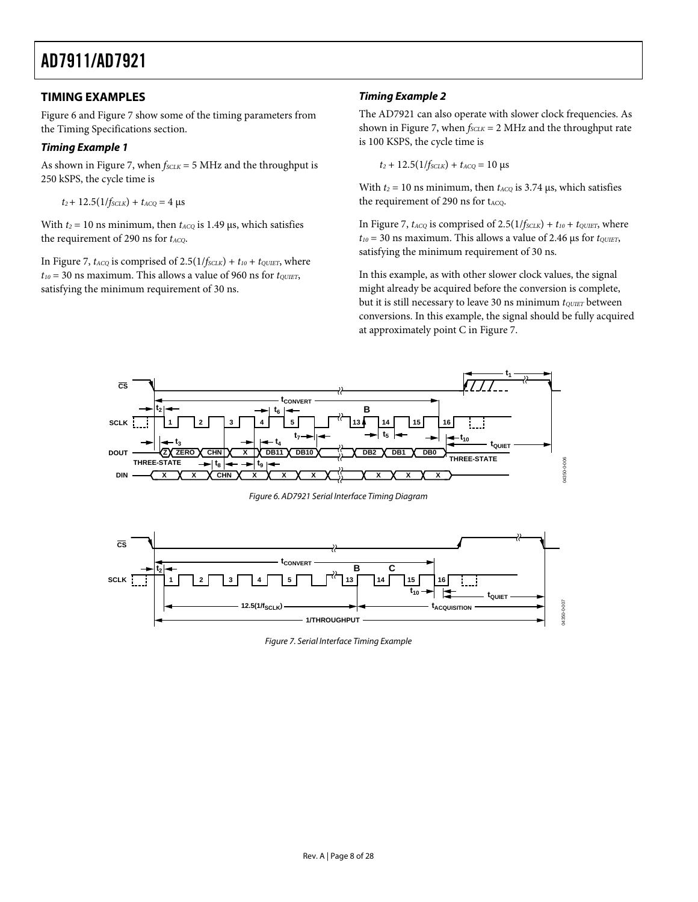## TIMING EXAMPLES

Figure 6 and Figure 7 show some of the timing parameters from the Timing Specifications section.

### *Timing Example 1*

As shown in Figure 7, when $f_{SCLK}$ = 5 MHz and the throughput is 250 kSPS, the cycle time is

$$t_2 + 12.5(1/f_{SCLK}) + t_{ACQ} = 4\ \mu s$$

With $t_2$ = 10 ns minimum, then $t_{ACQ}$ is 1.49 µs, which satisfies the requirement of 290 ns for $t_{ACQ}$.

In Figure 7, $t_{ACQ}$ is comprised of $2.5(1/f_{SCLK}) + t_{10} + t_{QUIET}$, where $t_{10}$ = 30 ns maximum. This allows a value of 960 ns for $t_{QUIET}$, satisfying the minimum requirement of 30 ns.

### *Timing Example 2*

The AD7921 can also operate with slower clock frequencies. As shown in Figure 7, when $f_{SCLK}$ = 2 MHz and the throughput rate is 100 KSPS, the cycle time is

$$t_2 + 12.5(1/f_{SCLK}) + t_{ACQ} = 10\ \mu s$$

With $t_2$ = 10 ns minimum, then $t_{ACQ}$ is 3.74 µs, which satisfies the requirement of 290 ns for $t_{ACQ}$.

In Figure 7, $t_{ACQ}$ is comprised of $2.5(1/f_{SCLK}) + t_{10} + t_{QUIET}$, where $t_{10}$ = 30 ns maximum. This allows a value of 2.46 µs for $t_{QUIET}$, satisfying the minimum requirement of 30 ns.

In this example, as with other slower clock values, the signal might already be acquired before the conversion is complete, but it is still necessary to leave 30 ns minimum $t_{QUIET}$ between conversions. In this example, the signal should be fully acquired at approximately point C in Figure 7.

*Figure 6. AD7921 Serial Interface Timing Diagram*

*Figure 7. Serial Interface Timing Example*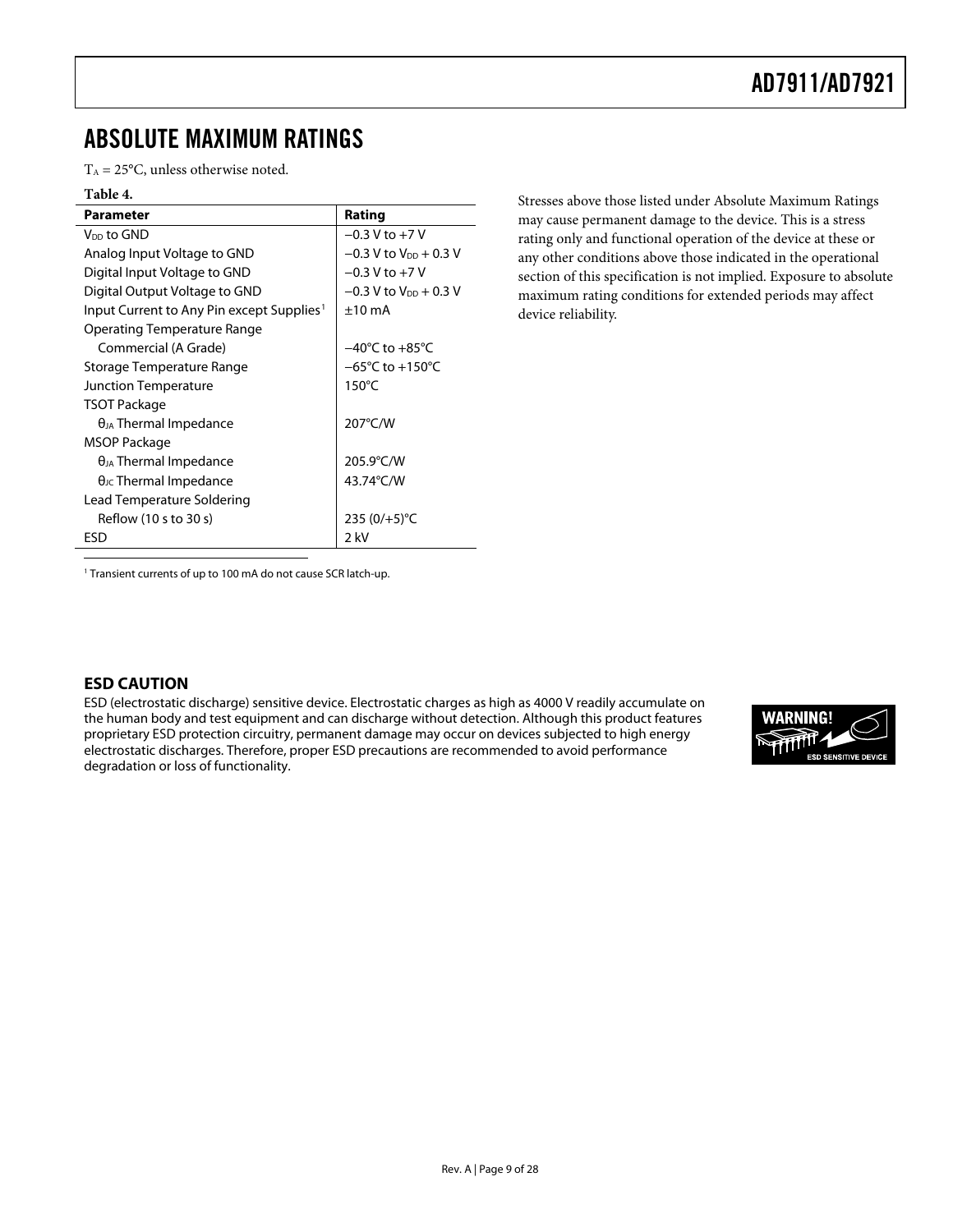# ABSOLUTE MAXIMUM RATINGS

$T_A$ = 25°C, unless otherwise noted.

**Table 4.**

| Parameter | Rating |
|---|---|
| $V_{DD}$ to GND | −0.3 V to +7 V |
| Analog Input Voltage to GND | −0.3 V to $V_{DD}$ + 0.3 V |
| Digital Input Voltage to GND | −0.3 V to +7 V |
| Digital Output Voltage to GND | −0.3 V to $V_{DD}$ + 0.3 V |
| Input Current to Any Pin except Supplies[1] | ±10 mA |
| Operating Temperature Range | |
| Commercial (A Grade) | −40°C to +85°C |
| Storage Temperature Range | −65°C to +150°C |
| Junction Temperature | 150°C |
| TSOT Package | |
| $\theta_{JA}$ Thermal Impedance | 207°C/W |
| MSOP Package | |
| $\theta_{JA}$ Thermal Impedance | 205.9°C/W |
| $\theta_{JC}$ Thermal Impedance | 43.74°C/W |
| Lead Temperature Soldering | |
| Reflow (10 s to 30 s) | 235 (0/+5)°C |
| ESD | 2 kV |

[1] Transient currents of up to 100 mA do not cause SCR latch-up.

Stresses above those listed under Absolute Maximum Ratings may cause permanent damage to the device. This is a stress rating only and functional operation of the device at these or any other conditions above those indicated in the operational section of this specification is not implied. Exposure to absolute maximum rating conditions for extended periods may affect device reliability.

## ESD CAUTION

ESD (electrostatic discharge) sensitive device. Electrostatic charges as high as 4000 V readily accumulate on the human body and test equipment and can discharge without detection. Although this product features proprietary ESD protection circuitry, permanent damage may occur on devices subjected to high energy electrostatic discharges. Therefore, proper ESD precautions are recommended to avoid performance degradation or loss of functionality.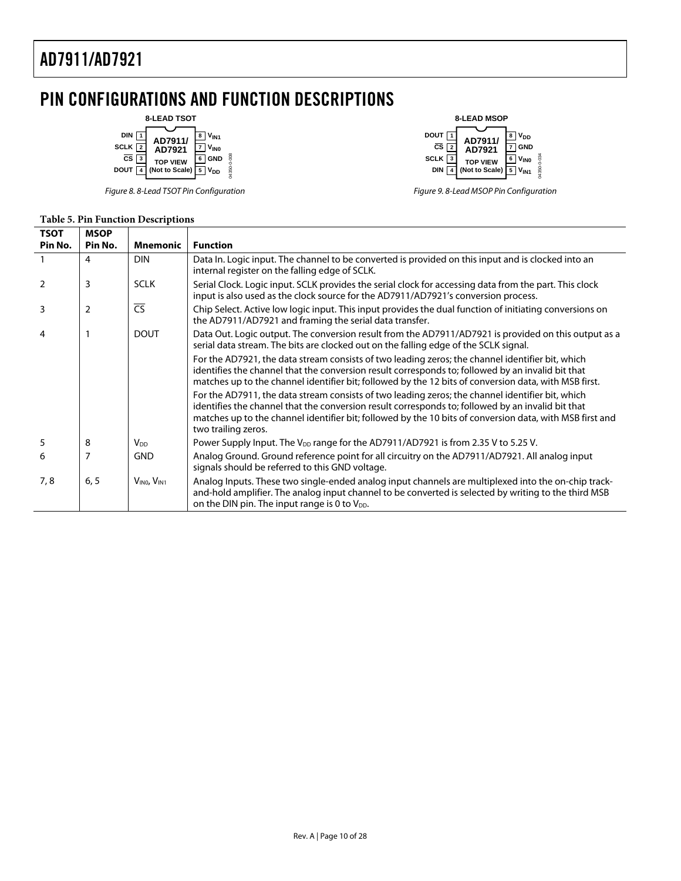# PIN CONFIGURATIONS AND FUNCTION DESCRIPTIONS

Figure 8. 8-Lead TSOT Pin Configuration

Figure 9. 8-Lead MSOP Pin Configuration

**Table 5. Pin Function Descriptions**

| TSOT Pin No. | MSOP Pin No. | Mnemonic | Function |
|---|---|---|---|
| 1 | 4 | DIN | Data In. Logic input. The channel to be converted is provided on this input and is clocked into an internal register on the falling edge of SCLK. |
| 2 | 3 | SCLK | Serial Clock. Logic input. SCLK provides the serial clock for accessing data from the part. This clock input is also used as the clock source for the AD7911/AD7921's conversion process. |
| 3 | 2 | $\overline{CS}$ | Chip Select. Active low logic input. This input provides the dual function of initiating conversions on the AD7911/AD7921 and framing the serial data transfer. |
| 4 | 1 | DOUT | Data Out. Logic output. The conversion result from the AD7911/AD7921 is provided on this output as a serial data stream. The bits are clocked out on the falling edge of the SCLK signal. For the AD7921, the data stream consists of two leading zeros; the channel identifier bit, which identifies the channel that the conversion result corresponds to; followed by an invalid bit that matches up to the channel identifier bit; followed by the 12 bits of conversion data, with MSB first. For the AD7911, the data stream consists of two leading zeros; the channel identifier bit, which identifies the channel that the conversion result corresponds to; followed by an invalid bit that matches up to the channel identifier bit; followed by the 10 bits of conversion data, with MSB first and two trailing zeros. |
| 5 | 8 | $V_{DD}$ | Power Supply Input. The $V_{DD}$ range for the AD7911/AD7921 is from 2.35 V to 5.25 V. |
| 6 | 7 | GND | Analog Ground. Ground reference point for all circuitry on the AD7911/AD7921. All analog input signals should be referred to this GND voltage. |
| 7, 8 | 6, 5 | $V_{IN0}$, $V_{IN1}$ | Analog Inputs. These two single-ended analog input channels are multiplexed into the on-chip track-and-hold amplifier. The analog input channel to be converted is selected by writing to the third MSB on the DIN pin. The input range is 0 to $V_{DD}$. |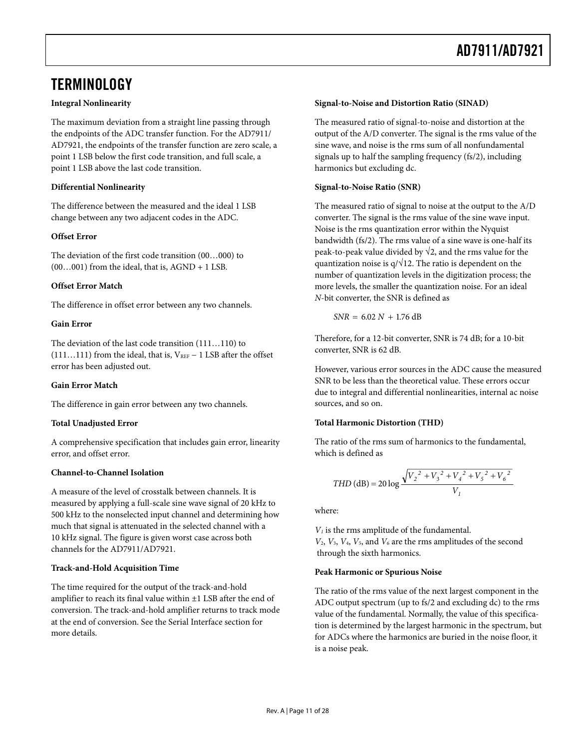# TERMINOLOGY

**Integral Nonlinearity**

The maximum deviation from a straight line passing through the endpoints of the ADC transfer function. For the AD7911/AD7921, the endpoints of the transfer function are zero scale, a point 1 LSB below the first code transition, and full scale, a point 1 LSB above the last code transition.

**Differential Nonlinearity**

The difference between the measured and the ideal 1 LSB change between any two adjacent codes in the ADC.

**Offset Error**

The deviation of the first code transition (00…000) to (00…001) from the ideal, that is, AGND + 1 LSB.

**Offset Error Match**

The difference in offset error between any two channels.

**Gain Error**

The deviation of the last code transition (111…110) to (111…111) from the ideal, that is, $V_{REF}$ − 1 LSB after the offset error has been adjusted out.

**Gain Error Match**

The difference in gain error between any two channels.

**Total Unadjusted Error**

A comprehensive specification that includes gain error, linearity error, and offset error.

**Channel-to-Channel Isolation**

A measure of the level of crosstalk between channels. It is measured by applying a full-scale sine wave signal of 20 kHz to 500 kHz to the nonselected input channel and determining how much that signal is attenuated in the selected channel with a 10 kHz signal. The figure is given worst case across both channels for the AD7911/AD7921.

**Track-and-Hold Acquisition Time**

The time required for the output of the track-and-hold amplifier to reach its final value within ±1 LSB after the end of conversion. The track-and-hold amplifier returns to track mode at the end of conversion. See the Serial Interface section for more details.

**Signal-to-Noise and Distortion Ratio (SINAD)**

The measured ratio of signal-to-noise and distortion at the output of the A/D converter. The signal is the rms value of the sine wave, and noise is the rms sum of all nonfundamental signals up to half the sampling frequency (fs/2), including harmonics but excluding dc.

**Signal-to-Noise Ratio (SNR)**

The measured ratio of signal to noise at the output to the A/D converter. The signal is the rms value of the sine wave input. Noise is the rms quantization error within the Nyquist bandwidth (fs/2). The rms value of a sine wave is one-half its peak-to-peak value divided by √2, and the rms value for the quantization noise is $q/\sqrt{12}$. The ratio is dependent on the number of quantization levels in the digitization process; the more levels, the smaller the quantization noise. For an ideal *N*-bit converter, the SNR is defined as

$$SNR = 6.02\ N + 1.76\ \text{dB}$$

Therefore, for a 12-bit converter, SNR is 74 dB; for a 10-bit converter, SNR is 62 dB.

However, various error sources in the ADC cause the measured SNR to be less than the theoretical value. These errors occur due to integral and differential nonlinearities, internal ac noise sources, and so on.

**Total Harmonic Distortion (THD)**

The ratio of the rms sum of harmonics to the fundamental, which is defined as

$$THD\ (\text{dB}) = 20 \log \frac{\sqrt{V_2^2 + V_3^2 + V_4^2 + V_5^2 + V_6^2}}{V_1}$$

where:

$V_1$ is the rms amplitude of the fundamental.
$V_2$, $V_3$, $V_4$, $V_5$, and $V_6$ are the rms amplitudes of the second through the sixth harmonics.

**Peak Harmonic or Spurious Noise**

The ratio of the rms value of the next largest component in the ADC output spectrum (up to fs/2 and excluding dc) to the rms value of the fundamental. Normally, the value of this specification is determined by the largest harmonic in the spectrum, but for ADCs where the harmonics are buried in the noise floor, it is a noise peak.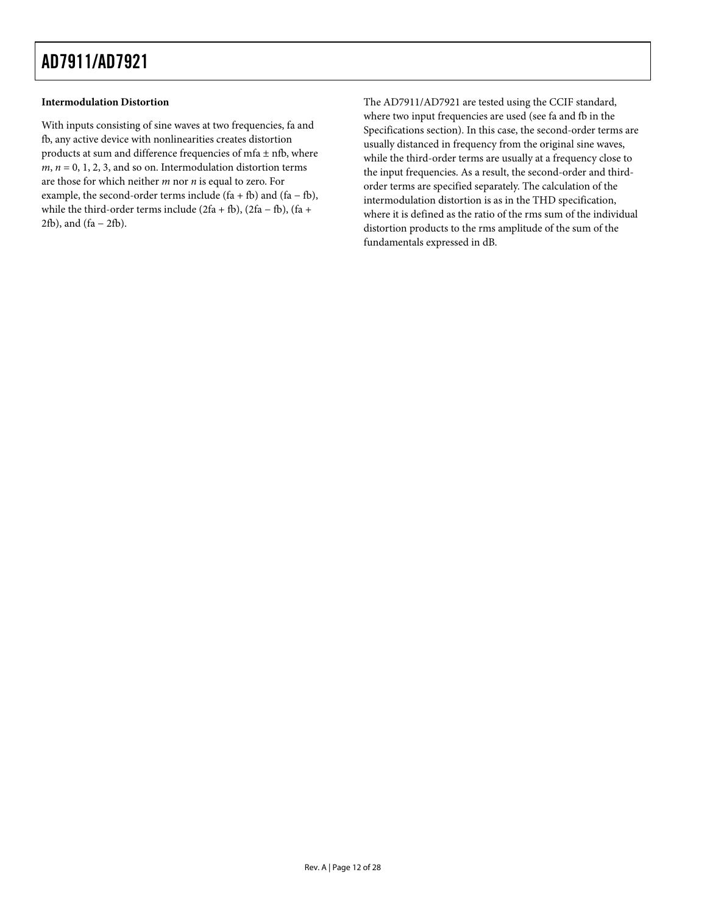### Intermodulation Distortion

With inputs consisting of sine waves at two frequencies, fa and fb, any active device with nonlinearities creates distortion products at sum and difference frequencies of mfa ± nfb, where *m*, *n* = 0, 1, 2, 3, and so on. Intermodulation distortion terms are those for which neither *m* nor *n* is equal to zero. For example, the second-order terms include (fa + fb) and (fa − fb), while the third-order terms include (2fa + fb), (2fa − fb), (fa + 2fb), and (fa − 2fb).

The AD7911/AD7921 are tested using the CCIF standard, where two input frequencies are used (see fa and fb in the Specifications section). In this case, the second-order terms are usually distanced in frequency from the original sine waves, while the third-order terms are usually at a frequency close to the input frequencies. As a result, the second-order and third-order terms are specified separately. The calculation of the intermodulation distortion is as in the THD specification, where it is defined as the ratio of the rms sum of the individual distortion products to the rms amplitude of the sum of the fundamentals expressed in dB.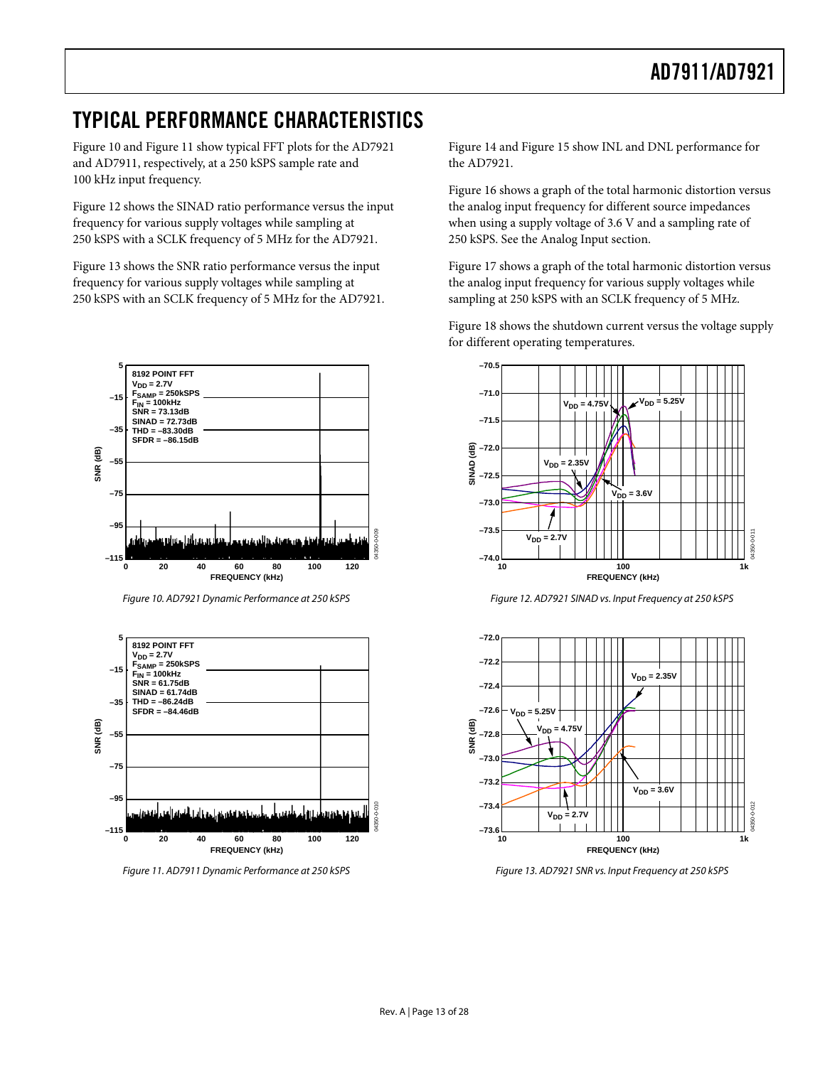# TYPICAL PERFORMANCE CHARACTERISTICS

Figure 10 and Figure 11 show typical FFT plots for the AD7921 and AD7911, respectively, at a 250 kSPS sample rate and 100 kHz input frequency.

Figure 12 shows the SINAD ratio performance versus the input frequency for various supply voltages while sampling at 250 kSPS with a SCLK frequency of 5 MHz for the AD7921.

Figure 13 shows the SNR ratio performance versus the input frequency for various supply voltages while sampling at 250 kSPS with an SCLK frequency of 5 MHz for the AD7921.

Figure 14 and Figure 15 show INL and DNL performance for the AD7921.

Figure 16 shows a graph of the total harmonic distortion versus the analog input frequency for different source impedances when using a supply voltage of 3.6 V and a sampling rate of 250 kSPS. See the Analog Input section.

Figure 17 shows a graph of the total harmonic distortion versus the analog input frequency for various supply voltages while sampling at 250 kSPS with an SCLK frequency of 5 MHz.

Figure 18 shows the shutdown current versus the voltage supply for different operating temperatures.

*Figure 10. AD7921 Dynamic Performance at 250 kSPS*

*Figure 11. AD7911 Dynamic Performance at 250 kSPS*

*Figure 12. AD7921 SINAD vs. Input Frequency at 250 kSPS*

*Figure 13. AD7921 SNR vs. Input Frequency at 250 kSPS*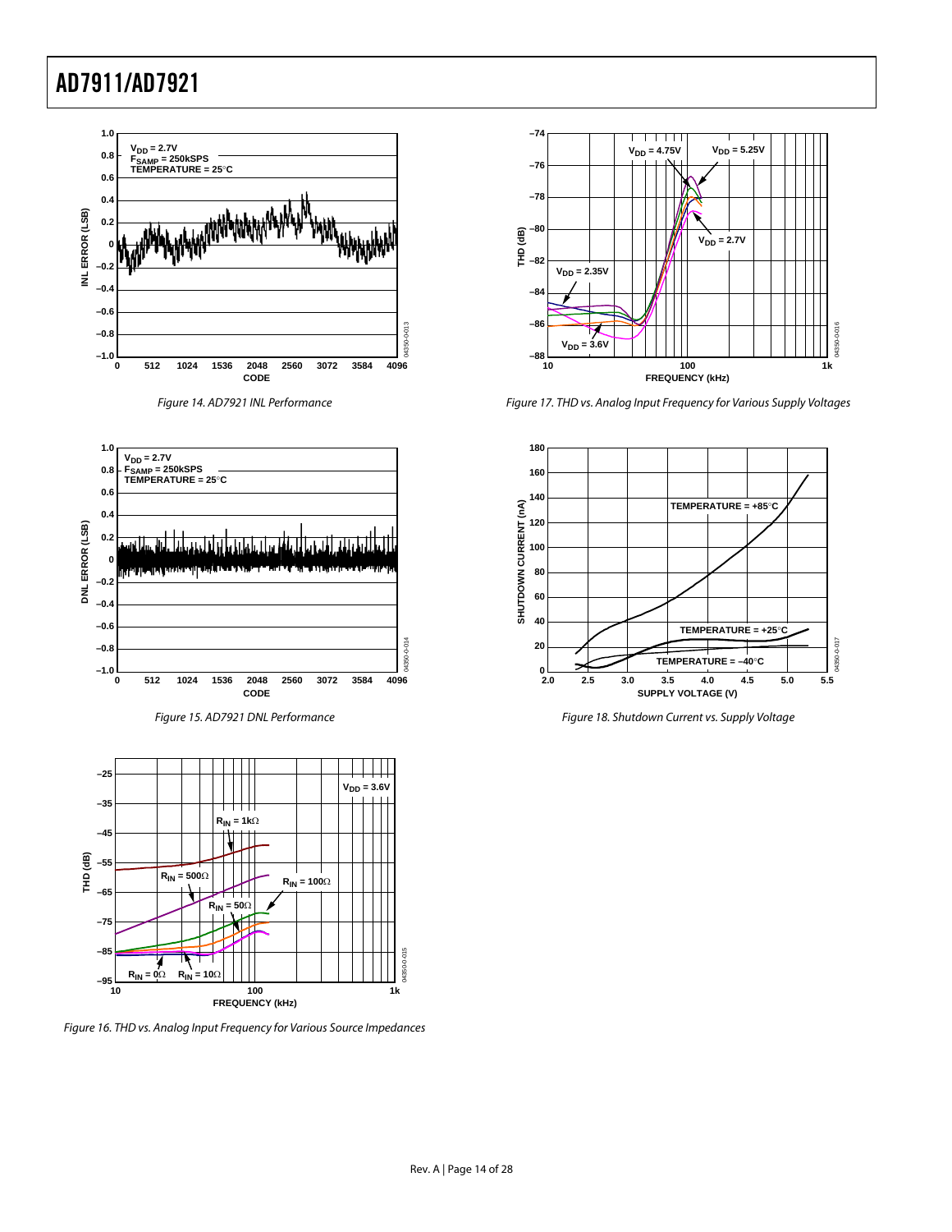Figure 14. AD7921 INL Performance

Figure 15. AD7921 DNL Performance

Figure 16. THD vs. Analog Input Frequency for Various Source Impedances

Figure 17. THD vs. Analog Input Frequency for Various Supply Voltages

Figure 18. Shutdown Current vs. Supply Voltage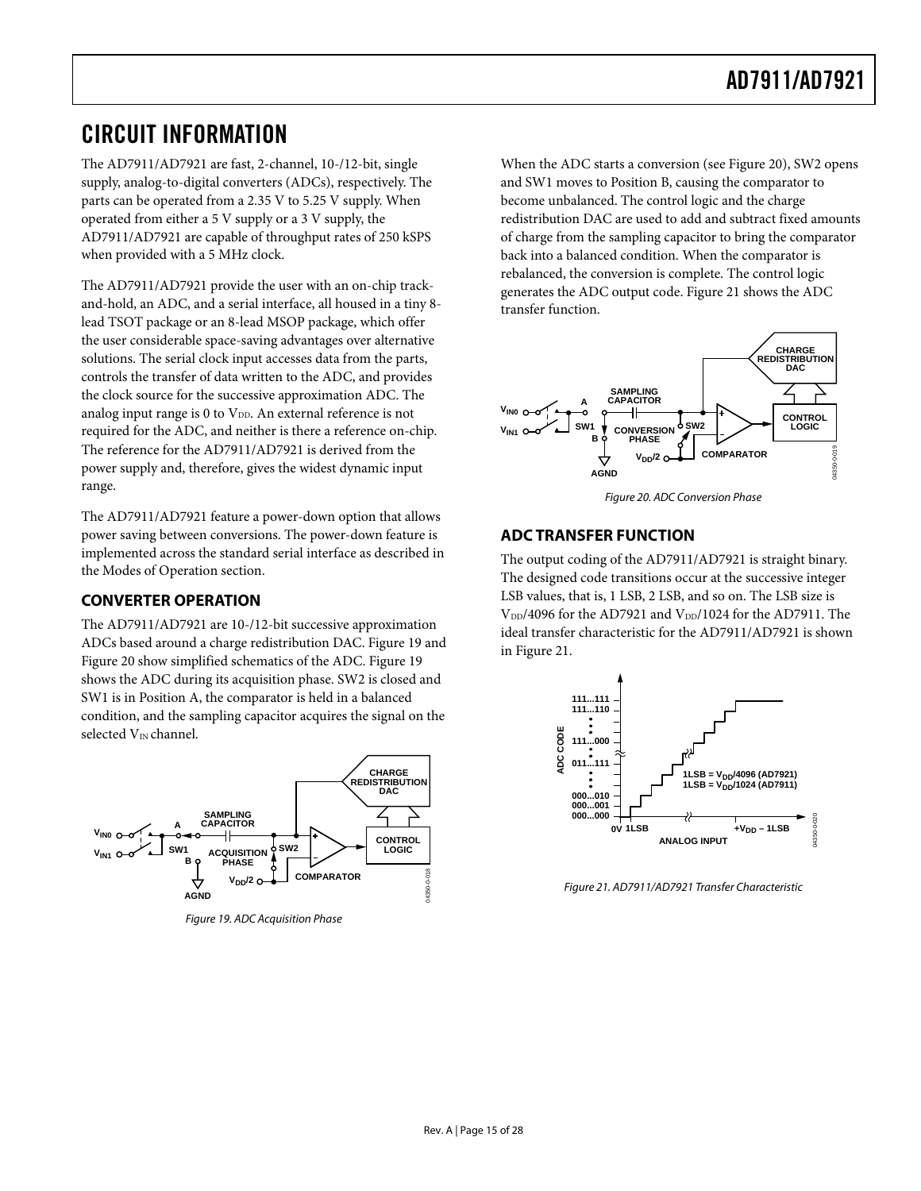# CIRCUIT INFORMATION

The AD7911/AD7921 are fast, 2-channel, 10-/12-bit, single supply, analog-to-digital converters (ADCs), respectively. The parts can be operated from a 2.35 V to 5.25 V supply. When operated from either a 5 V supply or a 3 V supply, the AD7911/AD7921 are capable of throughput rates of 250 kSPS when provided with a 5 MHz clock.

The AD7911/AD7921 provide the user with an on-chip track-and-hold, an ADC, and a serial interface, all housed in a tiny 8-lead TSOT package or an 8-lead MSOP package, which offer the user considerable space-saving advantages over alternative solutions. The serial clock input accesses data from the parts, controls the transfer of data written to the ADC, and provides the clock source for the successive approximation ADC. The analog input range is 0 to $V_{DD}$. An external reference is not required for the ADC, and neither is there a reference on-chip. The reference for the AD7911/AD7921 is derived from the power supply and, therefore, gives the widest dynamic input range.

The AD7911/AD7921 feature a power-down option that allows power saving between conversions. The power-down feature is implemented across the standard serial interface as described in the Modes of Operation section.

## CONVERTER OPERATION

The AD7911/AD7921 are 10-/12-bit successive approximation ADCs based around a charge redistribution DAC. Figure 19 and Figure 20 show simplified schematics of the ADC. Figure 19 shows the ADC during its acquisition phase. SW2 is closed and SW1 is in Position A, the comparator is held in a balanced condition, and the sampling capacitor acquires the signal on the selected $V_{IN}$ channel.

*Figure 19. ADC Acquisition Phase*

When the ADC starts a conversion (see Figure 20), SW2 opens and SW1 moves to Position B, causing the comparator to become unbalanced. The control logic and the charge redistribution DAC are used to add and subtract fixed amounts of charge from the sampling capacitor to bring the comparator back into a balanced condition. When the comparator is rebalanced, the conversion is complete. The control logic generates the ADC output code. Figure 21 shows the ADC transfer function.

*Figure 20. ADC Conversion Phase*

## ADC TRANSFER FUNCTION

The output coding of the AD7911/AD7921 is straight binary. The designed code transitions occur at the successive integer LSB values, that is, 1 LSB, 2 LSB, and so on. The LSB size is $V_{DD}/4096$ for the AD7921 and $V_{DD}/1024$ for the AD7911. The ideal transfer characteristic for the AD7911/AD7921 is shown in Figure 21.

*Figure 21. AD7911/AD7921 Transfer Characteristic*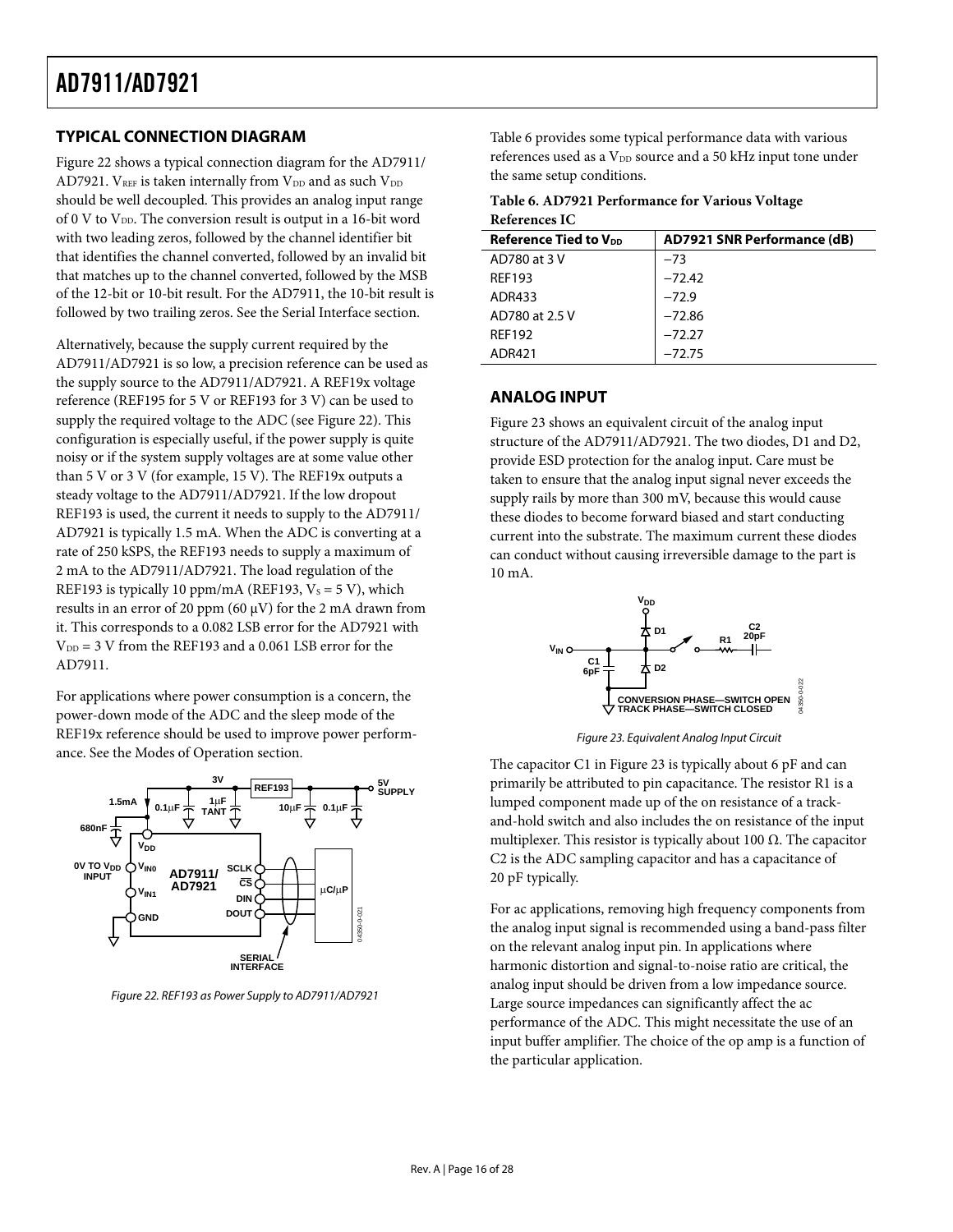## TYPICAL CONNECTION DIAGRAM

Figure 22 shows a typical connection diagram for the AD7911/AD7921. $V_{REF}$ is taken internally from $V_{DD}$ and as such $V_{DD}$ should be well decoupled. This provides an analog input range of 0 V to $V_{DD}$. The conversion result is output in a 16-bit word with two leading zeros, followed by the channel identifier bit that identifies the channel converted, followed by an invalid bit that matches up to the channel converted, followed by the MSB of the 12-bit or 10-bit result. For the AD7911, the 10-bit result is followed by two trailing zeros. See the Serial Interface section.

Alternatively, because the supply current required by the AD7911/AD7921 is so low, a precision reference can be used as the supply source to the AD7911/AD7921. A REF19x voltage reference (REF195 for 5 V or REF193 for 3 V) can be used to supply the required voltage to the ADC (see Figure 22). This configuration is especially useful, if the power supply is quite noisy or if the system supply voltages are at some value other than 5 V or 3 V (for example, 15 V). The REF19x outputs a steady voltage to the AD7911/AD7921. If the low dropout REF193 is used, the current it needs to supply to the AD7911/AD7921 is typically 1.5 mA. When the ADC is converting at a rate of 250 kSPS, the REF193 needs to supply a maximum of 2 mA to the AD7911/AD7921. The load regulation of the REF193 is typically 10 ppm/mA (REF193, $V_S$ = 5 V), which results in an error of 20 ppm (60 μV) for the 2 mA drawn from it. This corresponds to a 0.082 LSB error for the AD7921 with $V_{DD}$ = 3 V from the REF193 and a 0.061 LSB error for the AD7911.

For applications where power consumption is a concern, the power-down mode of the ADC and the sleep mode of the REF19x reference should be used to improve power performance. See the Modes of Operation section.

*Figure 22. REF193 as Power Supply to AD7911/AD7921*

Table 6 provides some typical performance data with various references used as a $V_{DD}$ source and a 50 kHz input tone under the same setup conditions.

**Table 6. AD7921 Performance for Various Voltage References IC**

| Reference Tied to $V_{DD}$ | AD7921 SNR Performance (dB) |
|---|---|
| AD780 at 3 V | −73 |
| REF193 | −72.42 |
| ADR433 | −72.9 |
| AD780 at 2.5 V | −72.86 |
| REF192 | −72.27 |
| ADR421 | −72.75 |

## ANALOG INPUT

Figure 23 shows an equivalent circuit of the analog input structure of the AD7911/AD7921. The two diodes, D1 and D2, provide ESD protection for the analog input. Care must be taken to ensure that the analog input signal never exceeds the supply rails by more than 300 mV, because this would cause these diodes to become forward biased and start conducting current into the substrate. The maximum current these diodes can conduct without causing irreversible damage to the part is 10 mA.

*Figure 23. Equivalent Analog Input Circuit*

The capacitor C1 in Figure 23 is typically about 6 pF and can primarily be attributed to pin capacitance. The resistor R1 is a lumped component made up of the on resistance of a track-and-hold switch and also includes the on resistance of the input multiplexer. This resistor is typically about 100 Ω. The capacitor C2 is the ADC sampling capacitor and has a capacitance of 20 pF typically.

For ac applications, removing high frequency components from the analog input signal is recommended using a band-pass filter on the relevant analog input pin. In applications where harmonic distortion and signal-to-noise ratio are critical, the analog input should be driven from a low impedance source. Large source impedances can significantly affect the ac performance of the ADC. This might necessitate the use of an input buffer amplifier. The choice of the op amp is a function of the particular application.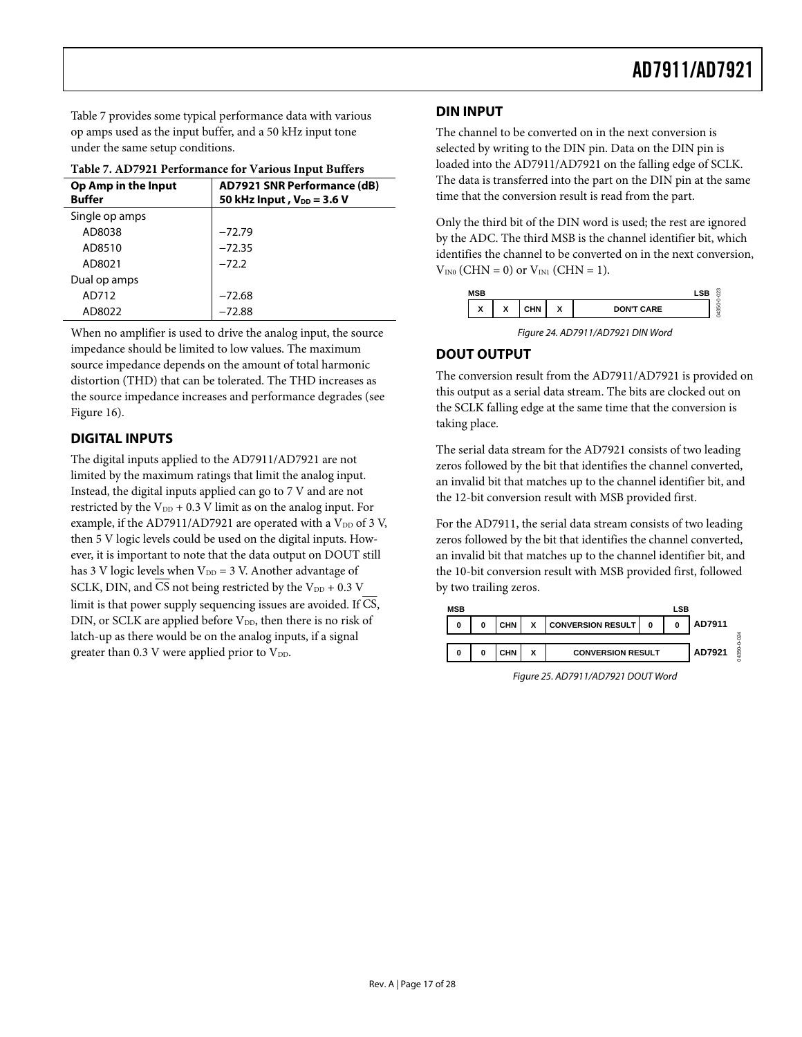Table 7 provides some typical performance data with various op amps used as the input buffer, and a 50 kHz input tone under the same setup conditions.

**Table 7. AD7921 Performance for Various Input Buffers**

| Op Amp in the Input Buffer | AD7921 SNR Performance (dB) 50 kHz Input , $V_{DD}$ = 3.6 V |
|---|---|
| Single op amps | |
| AD8038 | −72.79 |
| AD8510 | −72.35 |
| AD8021 | −72.2 |
| Dual op amps | |
| AD712 | −72.68 |
| AD8022 | −72.88 |

When no amplifier is used to drive the analog input, the source impedance should be limited to low values. The maximum source impedance depends on the amount of total harmonic distortion (THD) that can be tolerated. The THD increases as the source impedance increases and performance degrades (see Figure 16).

## DIGITAL INPUTS

The digital inputs applied to the AD7911/AD7921 are not limited by the maximum ratings that limit the analog input. Instead, the digital inputs applied can go to 7 V and are not restricted by the $V_{DD}$ + 0.3 V limit as on the analog input. For example, if the AD7911/AD7921 are operated with a $V_{DD}$ of 3 V, then 5 V logic levels could be used on the digital inputs. However, it is important to note that the data output on DOUT still has 3 V logic levels when $V_{DD}$ = 3 V. Another advantage of SCLK, DIN, and $\overline{CS}$ not being restricted by the $V_{DD}$ + 0.3 V limit is that power supply sequencing issues are avoided. If $\overline{CS}$, DIN, or SCLK are applied before $V_{DD}$, then there is no risk of latch-up as there would be on the analog inputs, if a signal greater than 0.3 V were applied prior to $V_{DD}$.

## DIN INPUT

The channel to be converted on in the next conversion is selected by writing to the DIN pin. Data on the DIN pin is loaded into the AD7911/AD7921 on the falling edge of SCLK. The data is transferred into the part on the DIN pin at the same time that the conversion result is read from the part.

Only the third bit of the DIN word is used; the rest are ignored by the ADC. The third MSB is the channel identifier bit, which identifies the channel to be converted on in the next conversion, $V_{IN0}$ (CHN = 0) or $V_{IN1}$ (CHN = 1).

| MSB | | | | LSB |
|---|---|---|---|---|
| X | X | CHN | X | DON'T CARE |

*Figure 24. AD7911/AD7921 DIN Word*

## DOUT OUTPUT

The conversion result from the AD7911/AD7921 is provided on this output as a serial data stream. The bits are clocked out on the SCLK falling edge at the same time that the conversion is taking place.

The serial data stream for the AD7921 consists of two leading zeros followed by the bit that identifies the channel converted, an invalid bit that matches up to the channel identifier bit, and the 12-bit conversion result with MSB provided first.

For the AD7911, the serial data stream consists of two leading zeros followed by the bit that identifies the channel converted, an invalid bit that matches up to the channel identifier bit, and the 10-bit conversion result with MSB provided first, followed by two trailing zeros.

| | MSB | | | | | | LSB |
|---|---|---|---|---|---|---|---|
| AD7911 | 0 | 0 | CHN | X | CONVERSION RESULT | 0 | 0 |
| AD7921 | 0 | 0 | CHN | X | CONVERSION RESULT | | |

*Figure 25. AD7911/AD7921 DOUT Word*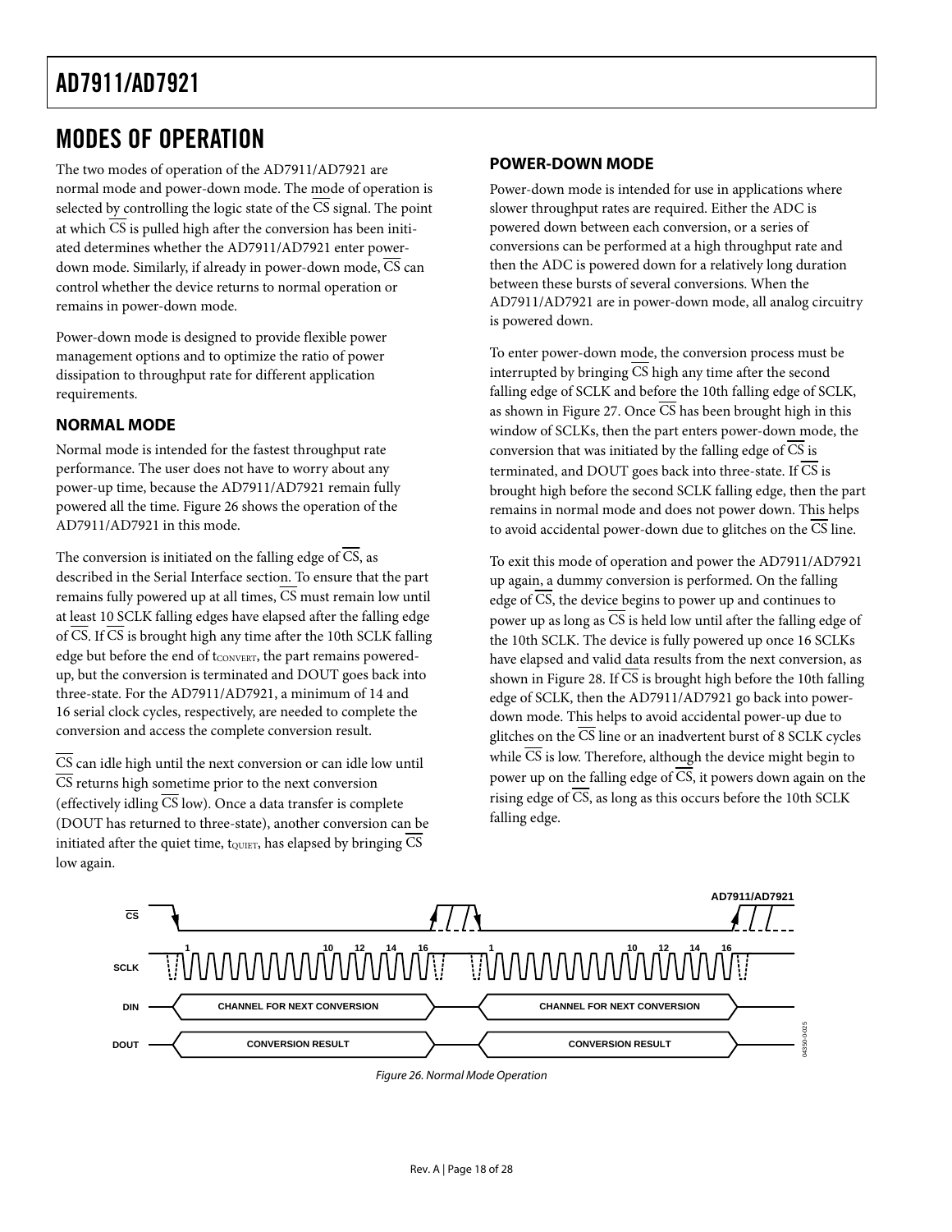# MODES OF OPERATION

The two modes of operation of the AD7911/AD7921 are normal mode and power-down mode. The mode of operation is selected by controlling the logic state of the $\overline{CS}$ signal. The point at which $\overline{CS}$ is pulled high after the conversion has been initiated determines whether the AD7911/AD7921 enter power-down mode. Similarly, if already in power-down mode, $\overline{CS}$ can control whether the device returns to normal operation or remains in power-down mode.

Power-down mode is designed to provide flexible power management options and to optimize the ratio of power dissipation to throughput rate for different application requirements.

## NORMAL MODE

Normal mode is intended for the fastest throughput rate performance. The user does not have to worry about any power-up time, because the AD7911/AD7921 remain fully powered all the time. Figure 26 shows the operation of the AD7911/AD7921 in this mode.

The conversion is initiated on the falling edge of $\overline{CS}$, as described in the Serial Interface section. To ensure that the part remains fully powered up at all times, $\overline{CS}$ must remain low until at least 10 SCLK falling edges have elapsed after the falling edge of $\overline{CS}$. If $\overline{CS}$ is brought high any time after the 10th SCLK falling edge but before the end of $t_{CONVERT}$, the part remains powered-up, but the conversion is terminated and DOUT goes back into three-state. For the AD7911/AD7921, a minimum of 14 and 16 serial clock cycles, respectively, are needed to complete the conversion and access the complete conversion result.

$\overline{CS}$ can idle high until the next conversion or can idle low until $\overline{CS}$ returns high sometime prior to the next conversion (effectively idling $\overline{CS}$ low). Once a data transfer is complete (DOUT has returned to three-state), another conversion can be initiated after the quiet time, $t_{QUIET}$, has elapsed by bringing $\overline{CS}$ low again.

## POWER-DOWN MODE

Power-down mode is intended for use in applications where slower throughput rates are required. Either the ADC is powered down between each conversion, or a series of conversions can be performed at a high throughput rate and then the ADC is powered down for a relatively long duration between these bursts of several conversions. When the AD7911/AD7921 are in power-down mode, all analog circuitry is powered down.

To enter power-down mode, the conversion process must be interrupted by bringing $\overline{CS}$ high any time after the second falling edge of SCLK and before the 10th falling edge of SCLK, as shown in Figure 27. Once $\overline{CS}$ has been brought high in this window of SCLKs, then the part enters power-down mode, the conversion that was initiated by the falling edge of $\overline{CS}$ is terminated, and DOUT goes back into three-state. If $\overline{CS}$ is brought high before the second SCLK falling edge, then the part remains in normal mode and does not power down. This helps to avoid accidental power-down due to glitches on the $\overline{CS}$ line.

To exit this mode of operation and power the AD7911/AD7921 up again, a dummy conversion is performed. On the falling edge of $\overline{CS}$, the device begins to power up and continues to power up as long as $\overline{CS}$ is held low until after the falling edge of the 10th SCLK. The device is fully powered up once 16 SCLKs have elapsed and valid data results from the next conversion, as shown in Figure 28. If $\overline{CS}$ is brought high before the 10th falling edge of SCLK, then the AD7911/AD7921 go back into power-down mode. This helps to avoid accidental power-up due to glitches on the $\overline{CS}$ line or an inadvertent burst of 8 SCLK cycles while $\overline{CS}$ is low. Therefore, although the device might begin to power up on the falling edge of $\overline{CS}$, it powers down again on the rising edge of $\overline{CS}$, as long as this occurs before the 10th SCLK falling edge.

Figure 26. Normal Mode Operation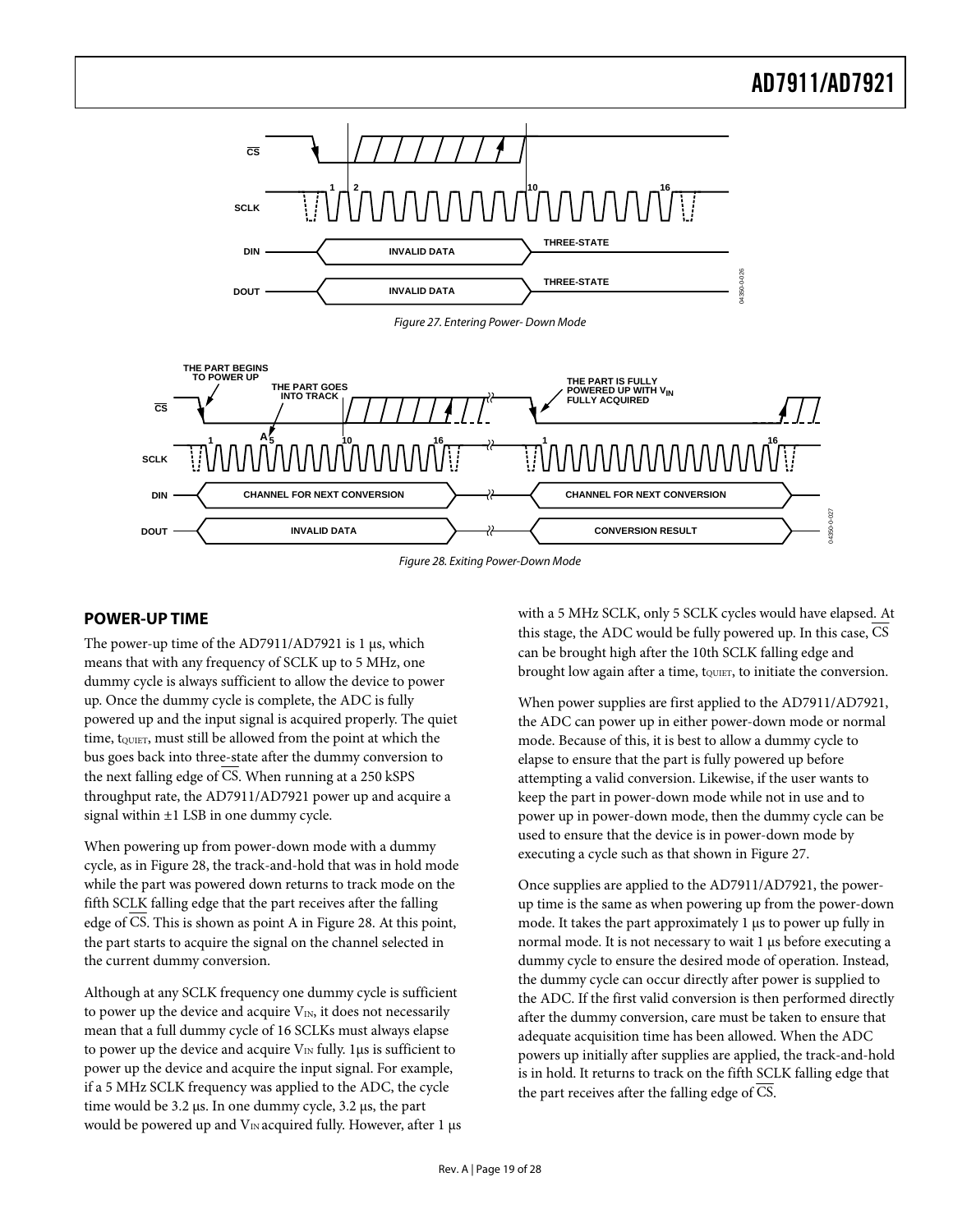Figure 27. Entering Power- Down Mode

Figure 28. Exiting Power-Down Mode

## POWER-UP TIME

The power-up time of the AD7911/AD7921 is 1 µs, which means that with any frequency of SCLK up to 5 MHz, one dummy cycle is always sufficient to allow the device to power up. Once the dummy cycle is complete, the ADC is fully powered up and the input signal is acquired properly. The quiet time, $t_{QUIET}$, must still be allowed from the point at which the bus goes back into three-state after the dummy conversion to the next falling edge of $\overline{CS}$. When running at a 250 kSPS throughput rate, the AD7911/AD7921 power up and acquire a signal within ±1 LSB in one dummy cycle.

When powering up from power-down mode with a dummy cycle, as in Figure 28, the track-and-hold that was in hold mode while the part was powered down returns to track mode on the fifth SCLK falling edge that the part receives after the falling edge of $\overline{CS}$. This is shown as point A in Figure 28. At this point, the part starts to acquire the signal on the channel selected in the current dummy conversion.

Although at any SCLK frequency one dummy cycle is sufficient to power up the device and acquire $V_{IN}$, it does not necessarily mean that a full dummy cycle of 16 SCLKs must always elapse to power up the device and acquire $V_{IN}$ fully. 1µs is sufficient to power up the device and acquire the input signal. For example, if a 5 MHz SCLK frequency was applied to the ADC, the cycle time would be 3.2 µs. In one dummy cycle, 3.2 µs, the part would be powered up and $V_{IN}$ acquired fully. However, after 1 µs with a 5 MHz SCLK, only 5 SCLK cycles would have elapsed. At this stage, the ADC would be fully powered up. In this case, $\overline{CS}$ can be brought high after the 10th SCLK falling edge and brought low again after a time, $t_{QUIET}$, to initiate the conversion.

When power supplies are first applied to the AD7911/AD7921, the ADC can power up in either power-down mode or normal mode. Because of this, it is best to allow a dummy cycle to elapse to ensure that the part is fully powered up before attempting a valid conversion. Likewise, if the user wants to keep the part in power-down mode while not in use and to power up in power-down mode, then the dummy cycle can be used to ensure that the device is in power-down mode by executing a cycle such as that shown in Figure 27.

Once supplies are applied to the AD7911/AD7921, the power-up time is the same as when powering up from the power-down mode. It takes the part approximately 1 µs to power up fully in normal mode. It is not necessary to wait 1 µs before executing a dummy cycle to ensure the desired mode of operation. Instead, the dummy cycle can occur directly after power is supplied to the ADC. If the first valid conversion is then performed directly after the dummy conversion, care must be taken to ensure that adequate acquisition time has been allowed. When the ADC powers up initially after supplies are applied, the track-and-hold is in hold. It returns to track on the fifth SCLK falling edge that the part receives after the falling edge of $\overline{CS}$.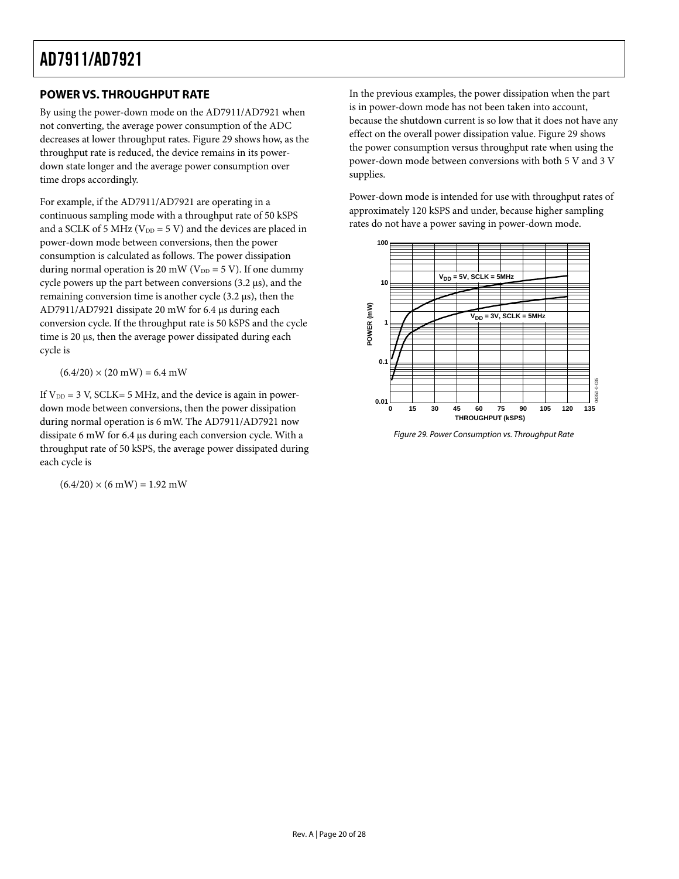## POWER VS. THROUGHPUT RATE

By using the power-down mode on the AD7911/AD7921 when not converting, the average power consumption of the ADC decreases at lower throughput rates. Figure 29 shows how, as the throughput rate is reduced, the device remains in its power-down state longer and the average power consumption over time drops accordingly.

For example, if the AD7911/AD7921 are operating in a continuous sampling mode with a throughput rate of 50 kSPS and a SCLK of 5 MHz ($V_{DD}$ = 5 V) and the devices are placed in power-down mode between conversions, then the power consumption is calculated as follows. The power dissipation during normal operation is 20 mW ($V_{DD}$ = 5 V). If one dummy cycle powers up the part between conversions (3.2 µs), and the remaining conversion time is another cycle (3.2 µs), then the AD7911/AD7921 dissipate 20 mW for 6.4 µs during each conversion cycle. If the throughput rate is 50 kSPS and the cycle time is 20 µs, then the average power dissipated during each cycle is

$$(6.4/20) \times (20 \text{ mW}) = 6.4 \text{ mW}$$

If $V_{DD}$ = 3 V, SCLK= 5 MHz, and the device is again in power-down mode between conversions, then the power dissipation during normal operation is 6 mW. The AD7911/AD7921 now dissipate 6 mW for 6.4 µs during each conversion cycle. With a throughput rate of 50 kSPS, the average power dissipated during each cycle is

$$(6.4/20) \times (6 \text{ mW}) = 1.92 \text{ mW}$$

In the previous examples, the power dissipation when the part is in power-down mode has not been taken into account, because the shutdown current is so low that it does not have any effect on the overall power dissipation value. Figure 29 shows the power consumption versus throughput rate when using the power-down mode between conversions with both 5 V and 3 V supplies.

Power-down mode is intended for use with throughput rates of approximately 120 kSPS and under, because higher sampling rates do not have a power saving in power-down mode.

*Figure 29. Power Consumption vs. Throughput Rate*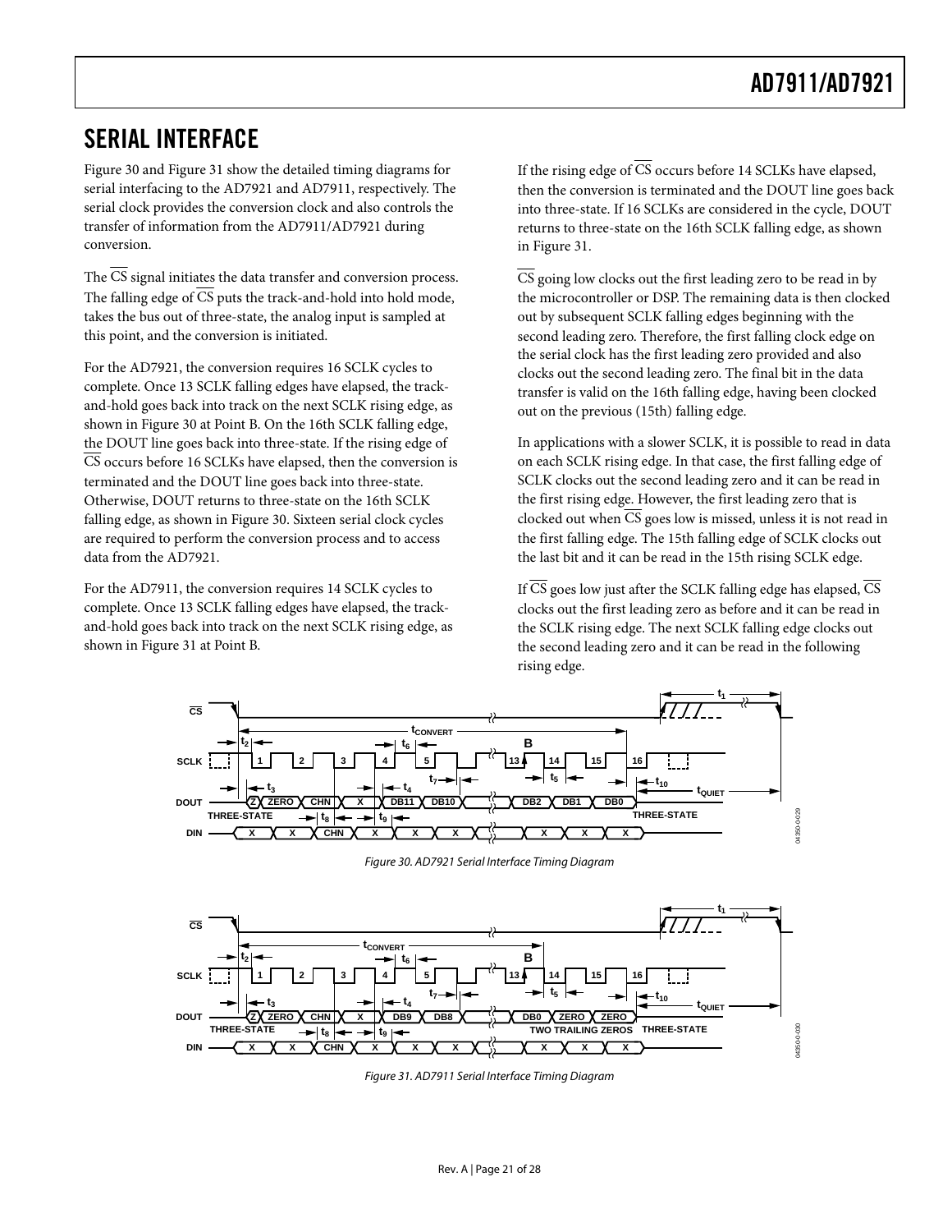## SERIAL INTERFACE

Figure 30 and Figure 31 show the detailed timing diagrams for serial interfacing to the AD7921 and AD7911, respectively. The serial clock provides the conversion clock and also controls the transfer of information from the AD7911/AD7921 during conversion.

The $\overline{CS}$ signal initiates the data transfer and conversion process. The falling edge of $\overline{CS}$ puts the track-and-hold into hold mode, takes the bus out of three-state, the analog input is sampled at this point, and the conversion is initiated.

For the AD7921, the conversion requires 16 SCLK cycles to complete. Once 13 SCLK falling edges have elapsed, the track-and-hold goes back into track on the next SCLK rising edge, as shown in Figure 30 at Point B. On the 16th SCLK falling edge, the DOUT line goes back into three-state. If the rising edge of $\overline{CS}$ occurs before 16 SCLKs have elapsed, then the conversion is terminated and the DOUT line goes back into three-state. Otherwise, DOUT returns to three-state on the 16th SCLK falling edge, as shown in Figure 30. Sixteen serial clock cycles are required to perform the conversion process and to access data from the AD7921.

For the AD7911, the conversion requires 14 SCLK cycles to complete. Once 13 SCLK falling edges have elapsed, the track-and-hold goes back into track on the next SCLK rising edge, as shown in Figure 31 at Point B.

If the rising edge of $\overline{CS}$ occurs before 14 SCLKs have elapsed, then the conversion is terminated and the DOUT line goes back into three-state. If 16 SCLKs are considered in the cycle, DOUT returns to three-state on the 16th SCLK falling edge, as shown in Figure 31.

$\overline{CS}$ going low clocks out the first leading zero to be read in by the microcontroller or DSP. The remaining data is then clocked out by subsequent SCLK falling edges beginning with the second leading zero. Therefore, the first falling clock edge on the serial clock has the first leading zero provided and also clocks out the second leading zero. The final bit in the data transfer is valid on the 16th falling edge, having been clocked out on the previous (15th) falling edge.

In applications with a slower SCLK, it is possible to read in data on each SCLK rising edge. In that case, the first falling edge of SCLK clocks out the second leading zero and it can be read in the first rising edge. However, the first leading zero that is clocked out when $\overline{CS}$ goes low is missed, unless it is not read in the first falling edge. The 15th falling edge of SCLK clocks out the last bit and it can be read in the 15th rising SCLK edge.

If $\overline{CS}$ goes low just after the SCLK falling edge has elapsed, $\overline{CS}$ clocks out the first leading zero as before and it can be read in the SCLK rising edge. The next SCLK falling edge clocks out the second leading zero and it can be read in the following rising edge.

*Figure 30. AD7921 Serial Interface Timing Diagram*

*Figure 31. AD7911 Serial Interface Timing Diagram*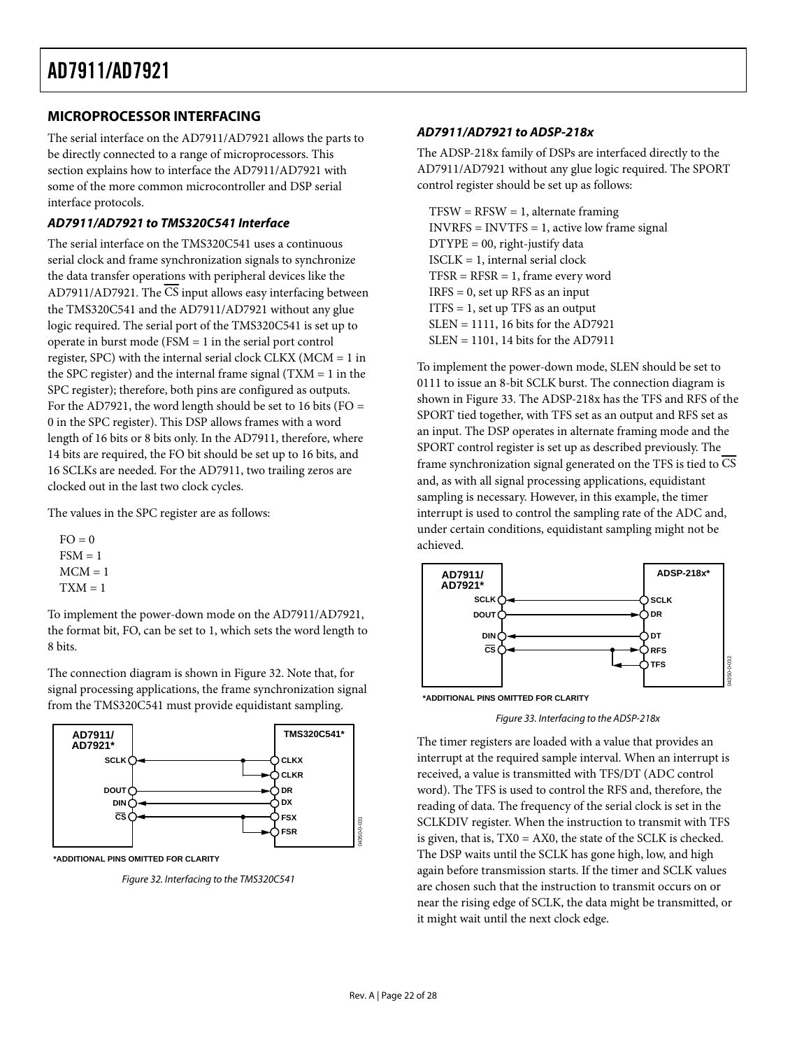## MICROPROCESSOR INTERFACING

The serial interface on the AD7911/AD7921 allows the parts to be directly connected to a range of microprocessors. This section explains how to interface the AD7911/AD7921 with some of the more common microcontroller and DSP serial interface protocols.

### *AD7911/AD7921 to TMS320C541 Interface*

The serial interface on the TMS320C541 uses a continuous serial clock and frame synchronization signals to synchronize the data transfer operations with peripheral devices like the AD7911/AD7921. The $\overline{CS}$ input allows easy interfacing between the TMS320C541 and the AD7911/AD7921 without any glue logic required. The serial port of the TMS320C541 is set up to operate in burst mode (FSM = 1 in the serial port control register, SPC) with the internal serial clock CLKX (MCM = 1 in the SPC register) and the internal frame signal (TXM = 1 in the SPC register); therefore, both pins are configured as outputs. For the AD7921, the word length should be set to 16 bits (FO = 0 in the SPC register). This DSP allows frames with a word length of 16 bits or 8 bits only. In the AD7911, therefore, where 14 bits are required, the FO bit should be set up to 16 bits, and 16 SCLKs are needed. For the AD7911, two trailing zeros are clocked out in the last two clock cycles.

The values in the SPC register are as follows:

FO = 0
FSM = 1
MCM = 1
TXM = 1

To implement the power-down mode on the AD7911/AD7921, the format bit, FO, can be set to 1, which sets the word length to 8 bits.

The connection diagram is shown in Figure 32. Note that, for signal processing applications, the frame synchronization signal from the TMS320C541 must provide equidistant sampling.

*ADDITIONAL PINS OMITTED FOR CLARITY

*Figure 32. Interfacing to the TMS320C541*

### *AD7911/AD7921 to ADSP-218x*

The ADSP-218x family of DSPs are interfaced directly to the AD7911/AD7921 without any glue logic required. The SPORT control register should be set up as follows:

TFSW = RFSW = 1, alternate framing
INVRFS = INVTFS = 1, active low frame signal
DTYPE = 00, right-justify data
ISCLK = 1, internal serial clock
TFSR = RFSR = 1, frame every word
IRFS = 0, set up RFS as an input
ITFS = 1, set up TFS as an output
SLEN = 1111, 16 bits for the AD7921
SLEN = 1101, 14 bits for the AD7911

To implement the power-down mode, SLEN should be set to 0111 to issue an 8-bit SCLK burst. The connection diagram is shown in Figure 33. The ADSP-218x has the TFS and RFS of the SPORT tied together, with TFS set as an output and RFS set as an input. The DSP operates in alternate framing mode and the SPORT control register is set up as described previously. The frame synchronization signal generated on the TFS is tied to $\overline{CS}$ and, as with all signal processing applications, equidistant sampling is necessary. However, in this example, the timer interrupt is used to control the sampling rate of the ADC and, under certain conditions, equidistant sampling might not be achieved.

*ADDITIONAL PINS OMITTED FOR CLARITY

*Figure 33. Interfacing to the ADSP-218x*

The timer registers are loaded with a value that provides an interrupt at the required sample interval. When an interrupt is received, a value is transmitted with TFS/DT (ADC control word). The TFS is used to control the RFS and, therefore, the reading of data. The frequency of the serial clock is set in the SCLKDIV register. When the instruction to transmit with TFS is given, that is, TX0 = AX0, the state of the SCLK is checked. The DSP waits until the SCLK has gone high, low, and high again before transmission starts. If the timer and SCLK values are chosen such that the instruction to transmit occurs on or near the rising edge of SCLK, the data might be transmitted, or it might wait until the next clock edge.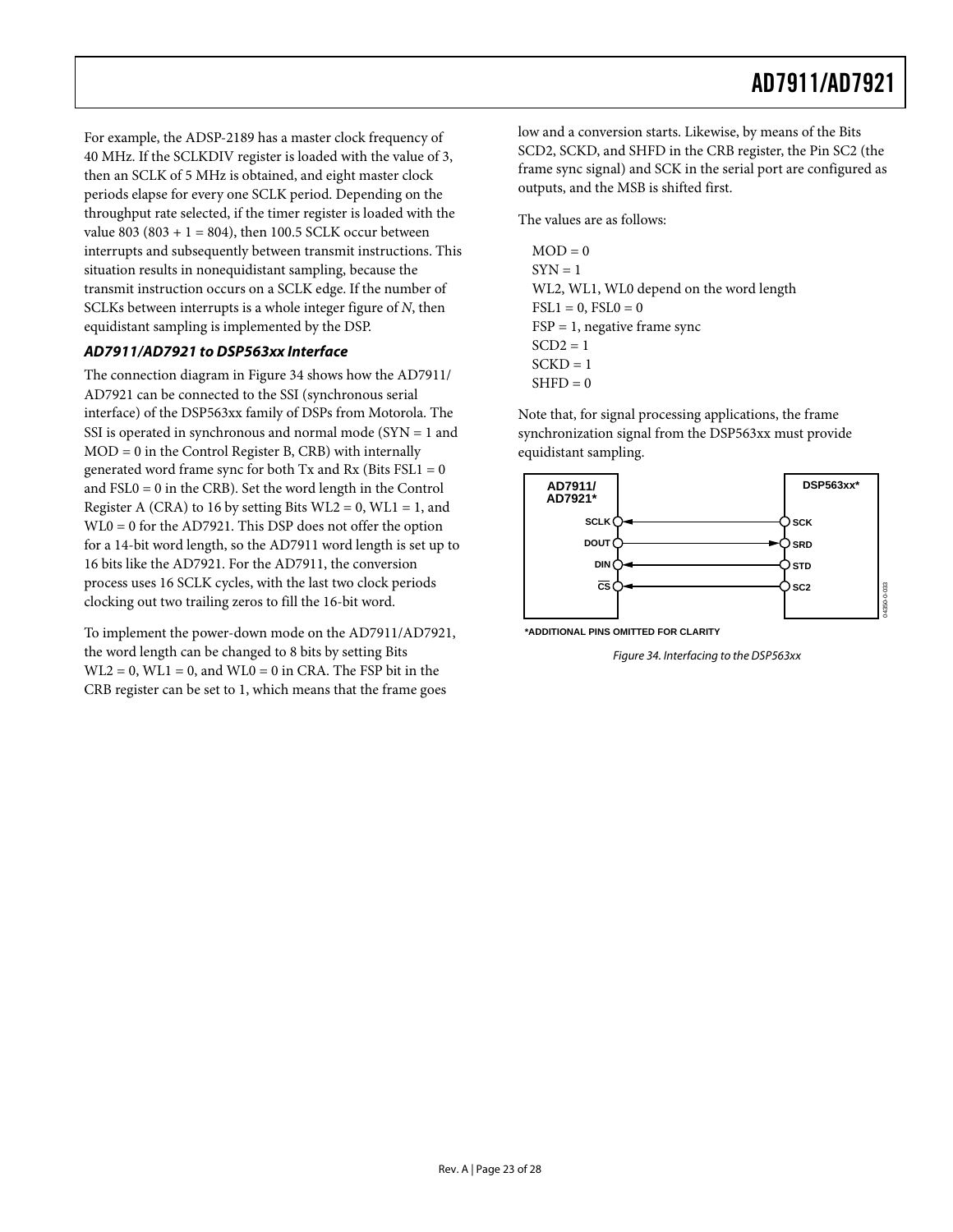For example, the ADSP-2189 has a master clock frequency of 40 MHz. If the SCLKDIV register is loaded with the value of 3, then an SCLK of 5 MHz is obtained, and eight master clock periods elapse for every one SCLK period. Depending on the throughput rate selected, if the timer register is loaded with the value 803 (803 + 1 = 804), then 100.5 SCLK occur between interrupts and subsequently between transmit instructions. This situation results in nonequidistant sampling, because the transmit instruction occurs on a SCLK edge. If the number of SCLKs between interrupts is a whole integer figure of *N*, then equidistant sampling is implemented by the DSP.

### *AD7911/AD7921 to DSP563xx Interface*

The connection diagram in Figure 34 shows how the AD7911/AD7921 can be connected to the SSI (synchronous serial interface) of the DSP563xx family of DSPs from Motorola. The SSI is operated in synchronous and normal mode (SYN = 1 and MOD = 0 in the Control Register B, CRB) with internally generated word frame sync for both Tx and Rx (Bits FSL1 = 0 and FSL0 = 0 in the CRB). Set the word length in the Control Register A (CRA) to 16 by setting Bits WL2 = 0, WL1 = 1, and WL0 = 0 for the AD7921. This DSP does not offer the option for a 14-bit word length, so the AD7911 word length is set up to 16 bits like the AD7921. For the AD7911, the conversion process uses 16 SCLK cycles, with the last two clock periods clocking out two trailing zeros to fill the 16-bit word.

To implement the power-down mode on the AD7911/AD7921, the word length can be changed to 8 bits by setting Bits WL2 = 0, WL1 = 0, and WL0 = 0 in CRA. The FSP bit in the CRB register can be set to 1, which means that the frame goes low and a conversion starts. Likewise, by means of the Bits SCD2, SCKD, and SHFD in the CRB register, the Pin SC2 (the frame sync signal) and SCK in the serial port are configured as outputs, and the MSB is shifted first.

The values are as follows:

MOD = 0
SYN = 1
WL2, WL1, WL0 depend on the word length
FSL1 = 0, FSL0 = 0
FSP = 1, negative frame sync
SCD2 = 1
SCKD = 1
SHFD = 0

Note that, for signal processing applications, the frame synchronization signal from the DSP563xx must provide equidistant sampling.

AD7911/AD7921* — DSP563xx*
SCLK ← SCK
DOUT → SRD
DIN ← STD
$\overline{CS}$ ← SC2

*ADDITIONAL PINS OMITTED FOR CLARITY

*Figure 34. Interfacing to the DSP563xx*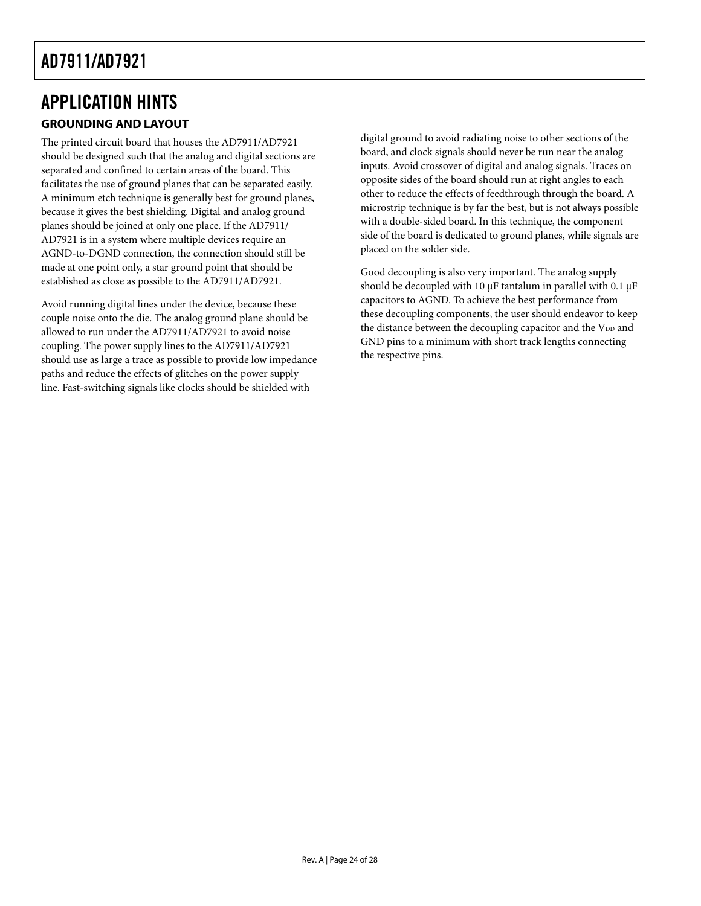# APPLICATION HINTS

## GROUNDING AND LAYOUT

The printed circuit board that houses the AD7911/AD7921 should be designed such that the analog and digital sections are separated and confined to certain areas of the board. This facilitates the use of ground planes that can be separated easily. A minimum etch technique is generally best for ground planes, because it gives the best shielding. Digital and analog ground planes should be joined at only one place. If the AD7911/AD7921 is in a system where multiple devices require an AGND-to-DGND connection, the connection should still be made at one point only, a star ground point that should be established as close as possible to the AD7911/AD7921.

Avoid running digital lines under the device, because these couple noise onto the die. The analog ground plane should be allowed to run under the AD7911/AD7921 to avoid noise coupling. The power supply lines to the AD7911/AD7921 should use as large a trace as possible to provide low impedance paths and reduce the effects of glitches on the power supply line. Fast-switching signals like clocks should be shielded with digital ground to avoid radiating noise to other sections of the board, and clock signals should never be run near the analog inputs. Avoid crossover of digital and analog signals. Traces on opposite sides of the board should run at right angles to each other to reduce the effects of feedthrough through the board. A microstrip technique is by far the best, but is not always possible with a double-sided board. In this technique, the component side of the board is dedicated to ground planes, while signals are placed on the solder side.

Good decoupling is also very important. The analog supply should be decoupled with 10 µF tantalum in parallel with 0.1 µF capacitors to AGND. To achieve the best performance from these decoupling components, the user should endeavor to keep the distance between the decoupling capacitor and the $V_{DD}$ and GND pins to a minimum with short track lengths connecting the respective pins.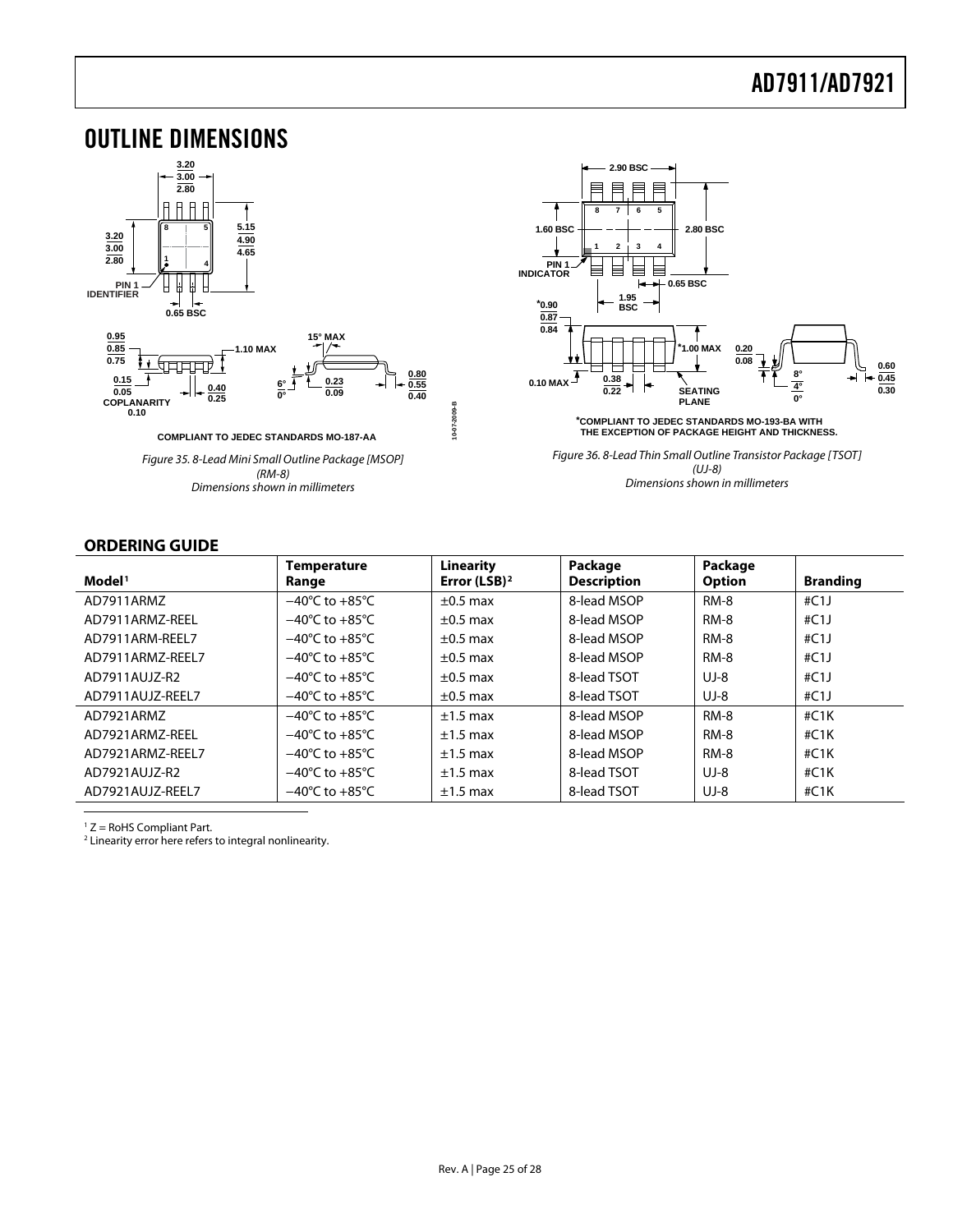# OUTLINE DIMENSIONS

COMPLIANT TO JEDEC STANDARDS MO-187-AA

*Figure 35. 8-Lead Mini Small Outline Package [MSOP] (RM-8) Dimensions shown in millimeters*

*COMPLIANT TO JEDEC STANDARDS MO-193-BA WITH THE EXCEPTION OF PACKAGE HEIGHT AND THICKNESS.

*Figure 36. 8-Lead Thin Small Outline Transistor Package [TSOT] (UJ-8) Dimensions shown in millimeters*

## ORDERING GUIDE

| Model[1] | Temperature Range | Linearity Error (LSB)[2] | Package Description | Package Option | Branding |
|---|---|---|---|---|---|
| AD7911ARMZ | −40°C to +85°C | ±0.5 max | 8-lead MSOP | RM-8 | #C1J |
| AD7911ARMZ-REEL | −40°C to +85°C | ±0.5 max | 8-lead MSOP | RM-8 | #C1J |
| AD7911ARM-REEL7 | −40°C to +85°C | ±0.5 max | 8-lead MSOP | RM-8 | #C1J |
| AD7911ARMZ-REEL7 | −40°C to +85°C | ±0.5 max | 8-lead MSOP | RM-8 | #C1J |
| AD7911AUJZ-R2 | −40°C to +85°C | ±0.5 max | 8-lead TSOT | UJ-8 | #C1J |
| AD7911AUJZ-REEL7 | −40°C to +85°C | ±0.5 max | 8-lead TSOT | UJ-8 | #C1J |
| AD7921ARMZ | −40°C to +85°C | ±1.5 max | 8-lead MSOP | RM-8 | #C1K |
| AD7921ARMZ-REEL | −40°C to +85°C | ±1.5 max | 8-lead MSOP | RM-8 | #C1K |
| AD7921ARMZ-REEL7 | −40°C to +85°C | ±1.5 max | 8-lead MSOP | RM-8 | #C1K |
| AD7921AUJZ-R2 | −40°C to +85°C | ±1.5 max | 8-lead TSOT | UJ-8 | #C1K |
| AD7921AUJZ-REEL7 | −40°C to +85°C | ±1.5 max | 8-lead TSOT | UJ-8 | #C1K |

[1] Z = RoHS Compliant Part.

[2] Linearity error here refers to integral nonlinearity.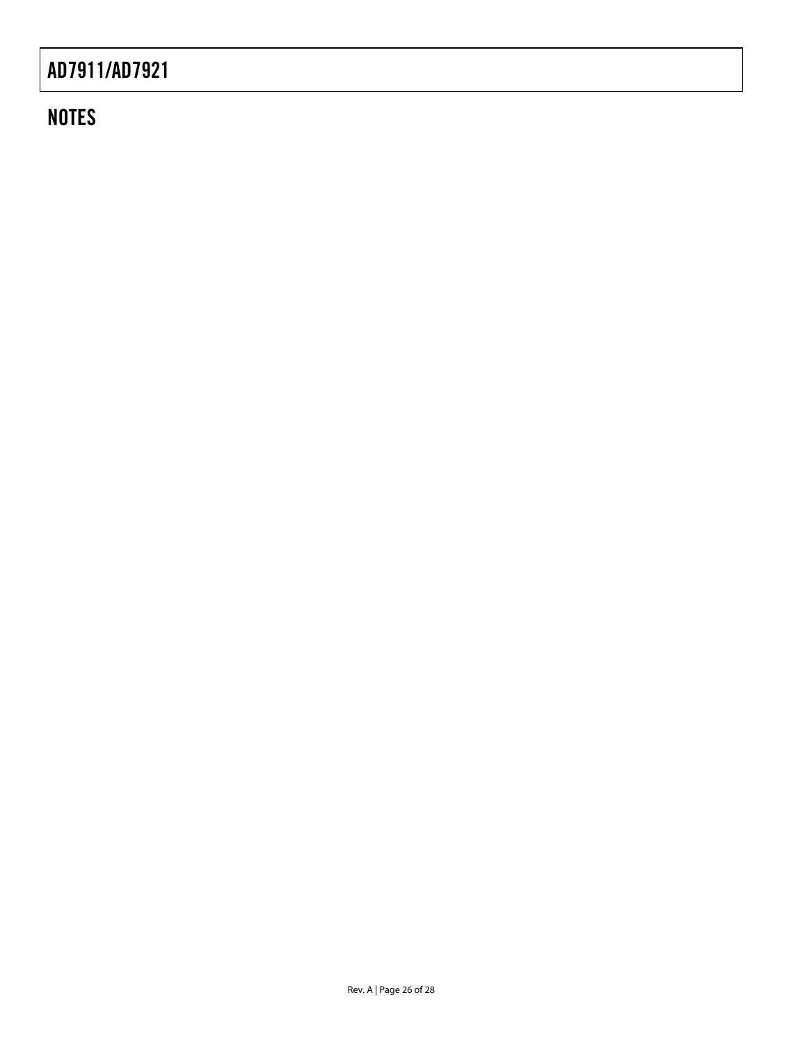## NOTES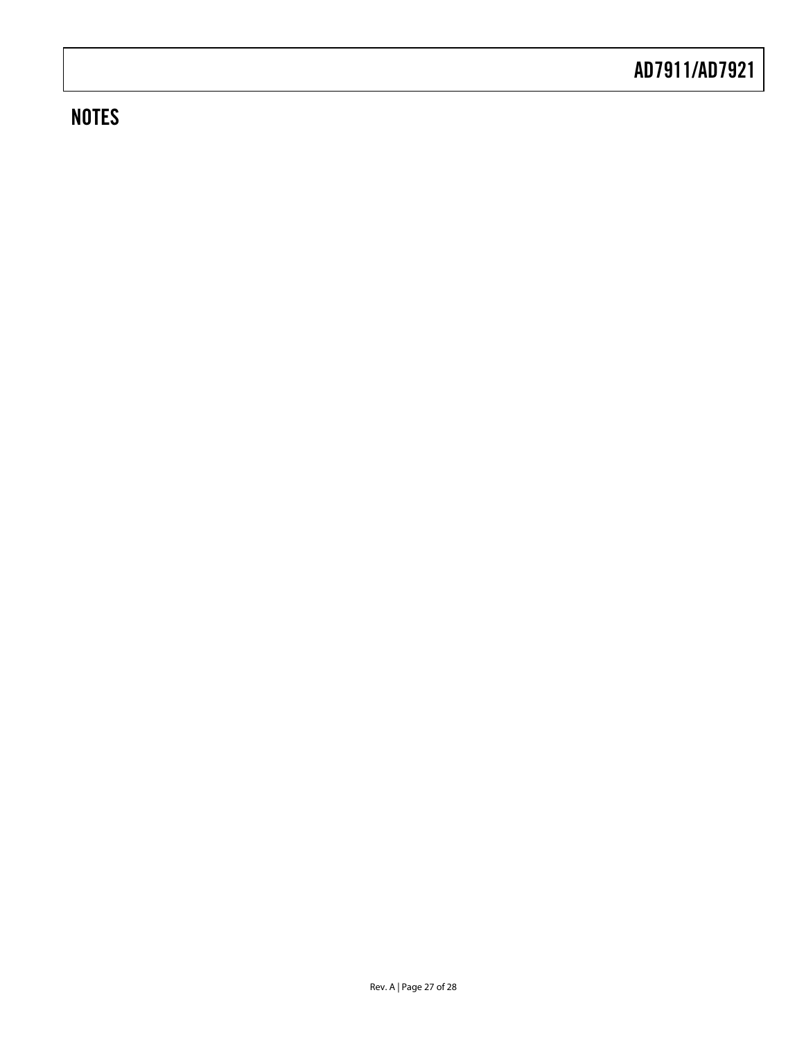## NOTES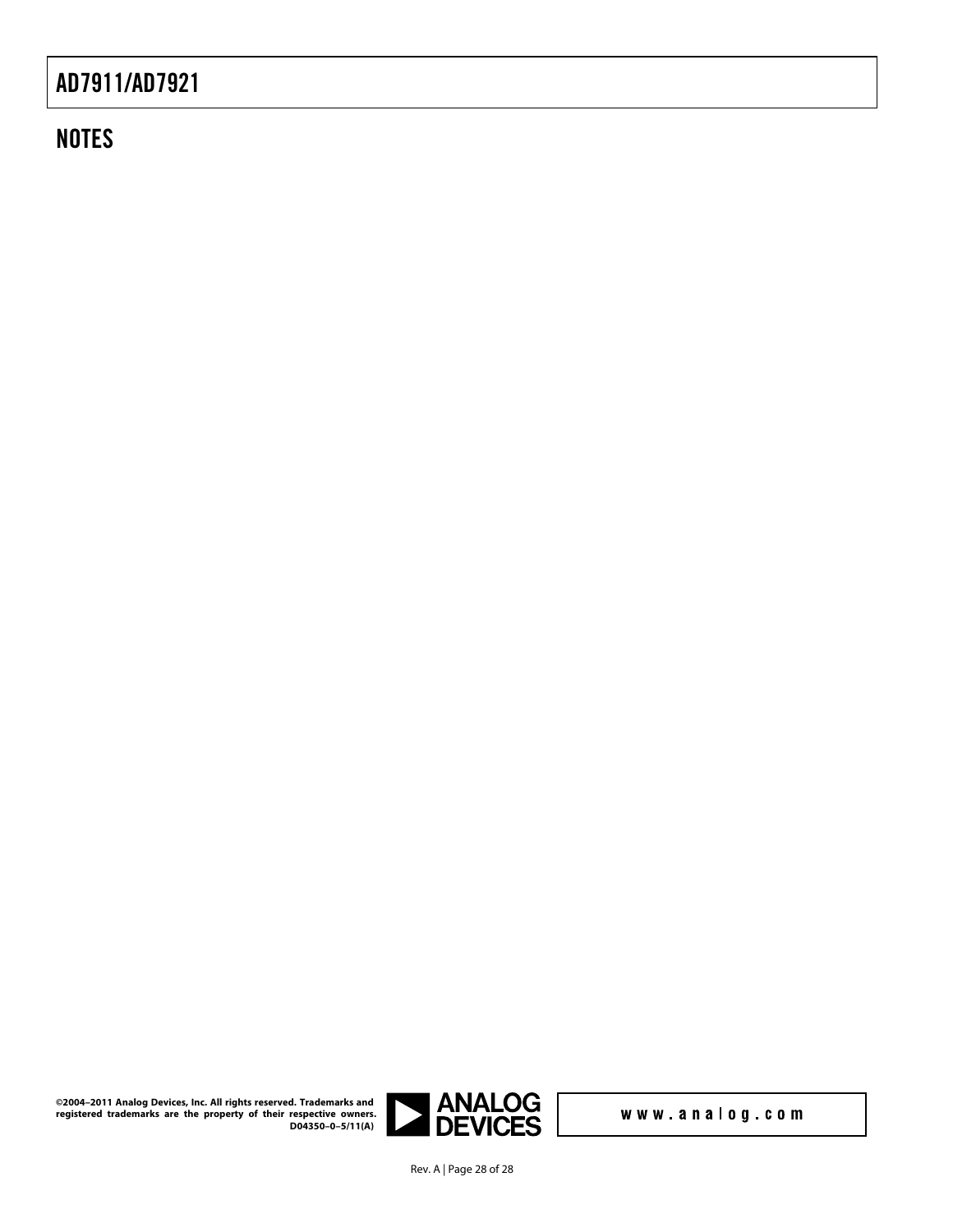## NOTES

©2004–2011 Analog Devices, Inc. All rights reserved. Trademarks and registered trademarks are the property of their respective owners.
D04350–0–5/11(A)